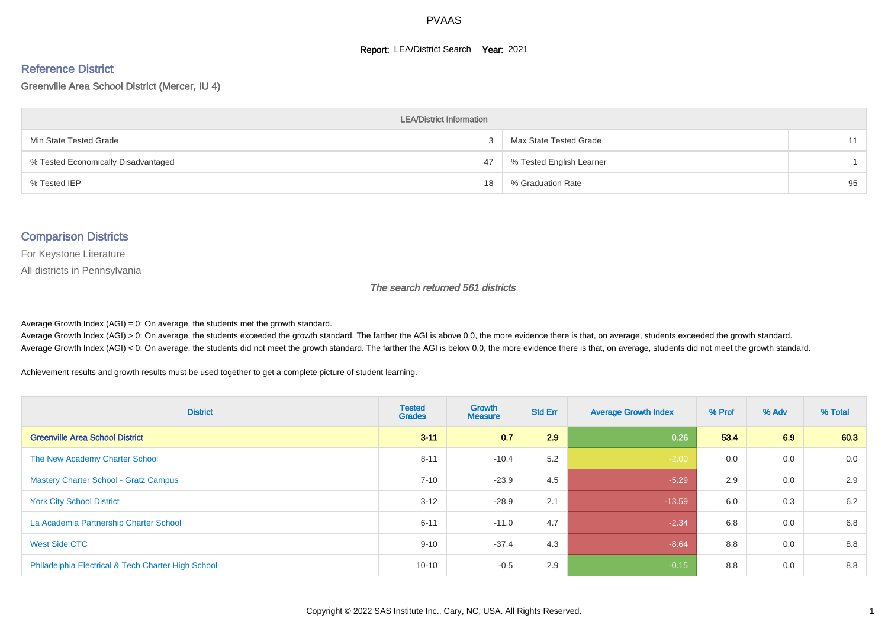# PVAAS

**Report:** LEA/District Search **Year:** 2021

## Reference District

Greenville Area School District (Mercer, IU 4)

| LEA/District Information | | | |
|---|---|---|---|
| Min State Tested Grade | 3 | Max State Tested Grade | 11 |
| % Tested Economically Disadvantaged | 47 | % Tested English Learner | 1 |
| % Tested IEP | 18 | % Graduation Rate | 95 |

## Comparison Districts

For Keystone Literature

All districts in Pennsylvania

*The search returned 561 districts*

Average Growth Index (AGI) = 0: On average, the students met the growth standard.
Average Growth Index (AGI) > 0: On average, the students exceeded the growth standard. The farther the AGI is above 0.0, the more evidence there is that, on average, students exceeded the growth standard.
Average Growth Index (AGI) < 0: On average, the students did not meet the growth standard. The farther the AGI is below 0.0, the more evidence there is that, on average, students did not meet the growth standard.

Achievement results and growth results must be used together to get a complete picture of student learning.

| District | Tested Grades | Growth Measure | Std Err | Average Growth Index | % Prof | % Adv | % Total |
|---|---|---|---|---|---|---|---|
| **Greenville Area School District** | **3-11** | **0.7** | **2.9** | **0.26** | **53.4** | **6.9** | **60.3** |
| The New Academy Charter School | 8-11 | -10.4 | 5.2 | -2.00 | 0.0 | 0.0 | 0.0 |
| Mastery Charter School - Gratz Campus | 7-10 | -23.9 | 4.5 | -5.29 | 2.9 | 0.0 | 2.9 |
| York City School District | 3-12 | -28.9 | 2.1 | -13.59 | 6.0 | 0.3 | 6.2 |
| La Academia Partnership Charter School | 6-11 | -11.0 | 4.7 | -2.34 | 6.8 | 0.0 | 6.8 |
| West Side CTC | 9-10 | -37.4 | 4.3 | -8.64 | 8.8 | 0.0 | 8.8 |
| Philadelphia Electrical & Tech Charter High School | 10-10 | -0.5 | 2.9 | -0.15 | 8.8 | 0.0 | 8.8 |

Copyright © 2022 SAS Institute Inc., Cary, NC, USA. All Rights Reserved.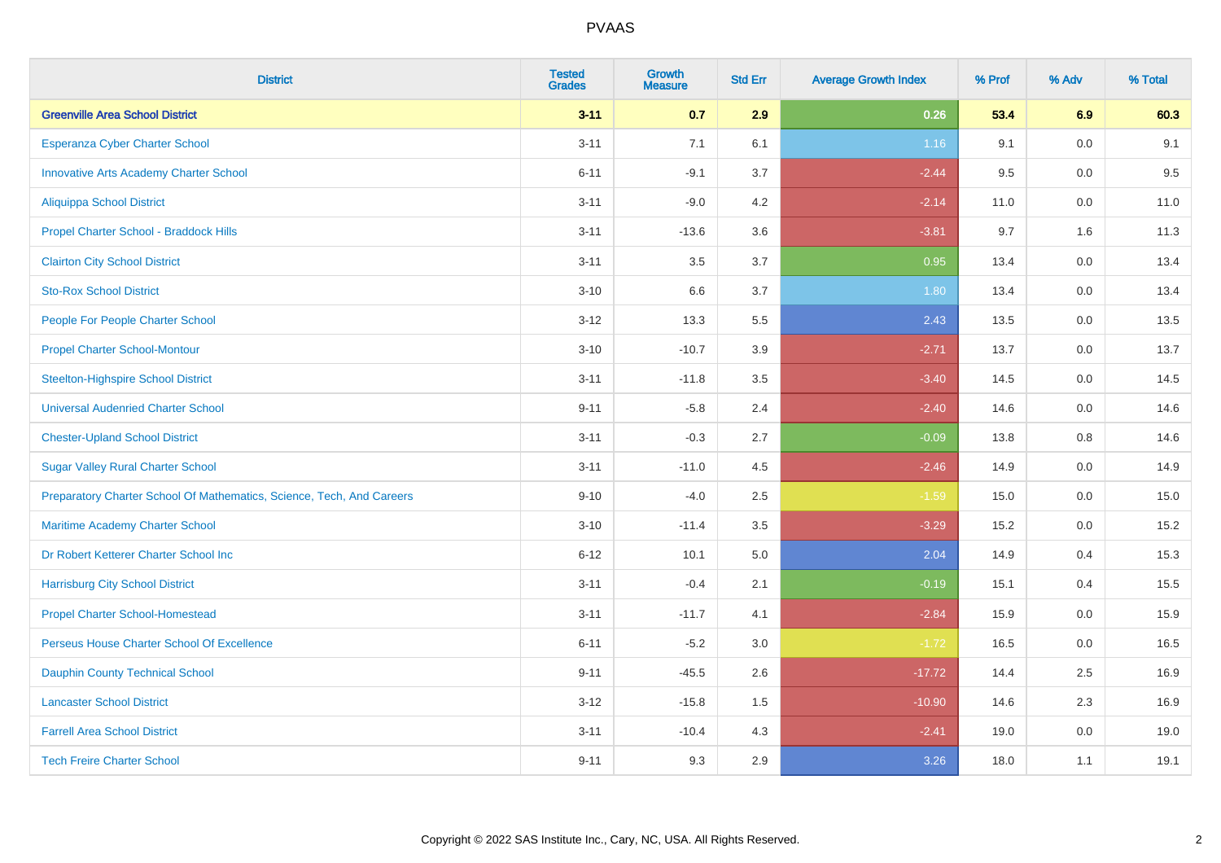# PVAAS

| District | Tested Grades | Growth Measure | Std Err | Average Growth Index | % Prof | % Adv | % Total |
|---|---|---|---|---|---|---|---|
| **Greenville Area School District** | **3-11** | **0.7** | **2.9** | **0.26** | **53.4** | **6.9** | **60.3** |
| Esperanza Cyber Charter School | 3-11 | 7.1 | 6.1 | 1.16 | 9.1 | 0.0 | 9.1 |
| Innovative Arts Academy Charter School | 6-11 | -9.1 | 3.7 | -2.44 | 9.5 | 0.0 | 9.5 |
| Aliquippa School District | 3-11 | -9.0 | 4.2 | -2.14 | 11.0 | 0.0 | 11.0 |
| Propel Charter School - Braddock Hills | 3-11 | -13.6 | 3.6 | -3.81 | 9.7 | 1.6 | 11.3 |
| Clairton City School District | 3-11 | 3.5 | 3.7 | 0.95 | 13.4 | 0.0 | 13.4 |
| Sto-Rox School District | 3-10 | 6.6 | 3.7 | 1.80 | 13.4 | 0.0 | 13.4 |
| People For People Charter School | 3-12 | 13.3 | 5.5 | 2.43 | 13.5 | 0.0 | 13.5 |
| Propel Charter School-Montour | 3-10 | -10.7 | 3.9 | -2.71 | 13.7 | 0.0 | 13.7 |
| Steelton-Highspire School District | 3-11 | -11.8 | 3.5 | -3.40 | 14.5 | 0.0 | 14.5 |
| Universal Audenried Charter School | 9-11 | -5.8 | 2.4 | -2.40 | 14.6 | 0.0 | 14.6 |
| Chester-Upland School District | 3-11 | -0.3 | 2.7 | -0.09 | 13.8 | 0.8 | 14.6 |
| Sugar Valley Rural Charter School | 3-11 | -11.0 | 4.5 | -2.46 | 14.9 | 0.0 | 14.9 |
| Preparatory Charter School Of Mathematics, Science, Tech, And Careers | 9-10 | -4.0 | 2.5 | -1.59 | 15.0 | 0.0 | 15.0 |
| Maritime Academy Charter School | 3-10 | -11.4 | 3.5 | -3.29 | 15.2 | 0.0 | 15.2 |
| Dr Robert Ketterer Charter School Inc | 6-12 | 10.1 | 5.0 | 2.04 | 14.9 | 0.4 | 15.3 |
| Harrisburg City School District | 3-11 | -0.4 | 2.1 | -0.19 | 15.1 | 0.4 | 15.5 |
| Propel Charter School-Homestead | 3-11 | -11.7 | 4.1 | -2.84 | 15.9 | 0.0 | 15.9 |
| Perseus House Charter School Of Excellence | 6-11 | -5.2 | 3.0 | -1.72 | 16.5 | 0.0 | 16.5 |
| Dauphin County Technical School | 9-11 | -45.5 | 2.6 | -17.72 | 14.4 | 2.5 | 16.9 |
| Lancaster School District | 3-12 | -15.8 | 1.5 | -10.90 | 14.6 | 2.3 | 16.9 |
| Farrell Area School District | 3-11 | -10.4 | 4.3 | -2.41 | 19.0 | 0.0 | 19.0 |
| Tech Freire Charter School | 9-11 | 9.3 | 2.9 | 3.26 | 18.0 | 1.1 | 19.1 |

Copyright © 2022 SAS Institute Inc., Cary, NC, USA. All Rights Reserved.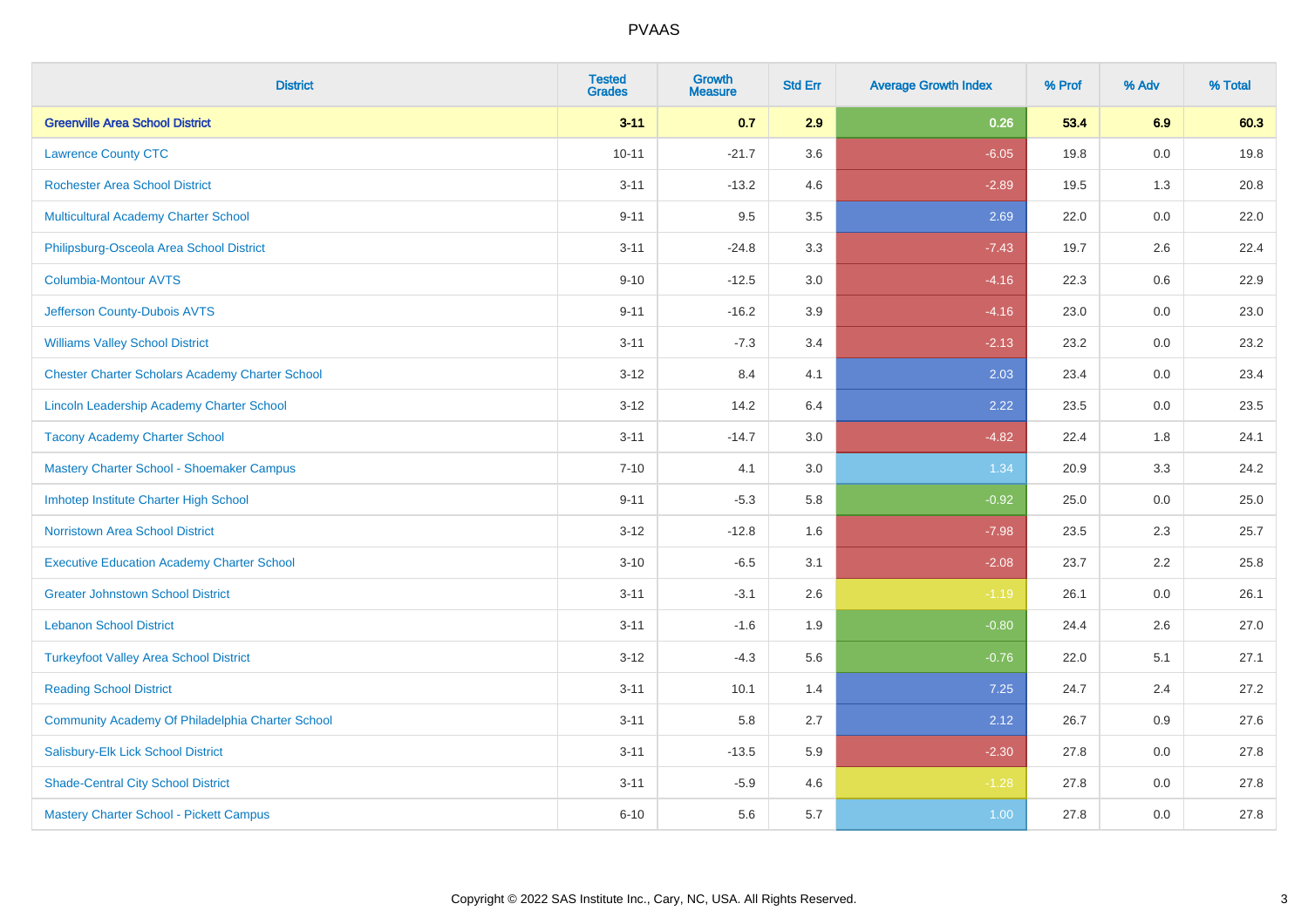| District | Tested Grades | Growth Measure | Std Err | Average Growth Index | % Prof | % Adv | % Total |
|---|---|---|---|---|---|---|---|
| **Greenville Area School District** | **3-11** | **0.7** | **2.9** | **0.26** | **53.4** | **6.9** | **60.3** |
| Lawrence County CTC | 10-11 | -21.7 | 3.6 | -6.05 | 19.8 | 0.0 | 19.8 |
| Rochester Area School District | 3-11 | -13.2 | 4.6 | -2.89 | 19.5 | 1.3 | 20.8 |
| Multicultural Academy Charter School | 9-11 | 9.5 | 3.5 | 2.69 | 22.0 | 0.0 | 22.0 |
| Philipsburg-Osceola Area School District | 3-11 | -24.8 | 3.3 | -7.43 | 19.7 | 2.6 | 22.4 |
| Columbia-Montour AVTS | 9-10 | -12.5 | 3.0 | -4.16 | 22.3 | 0.6 | 22.9 |
| Jefferson County-Dubois AVTS | 9-11 | -16.2 | 3.9 | -4.16 | 23.0 | 0.0 | 23.0 |
| Williams Valley School District | 3-11 | -7.3 | 3.4 | -2.13 | 23.2 | 0.0 | 23.2 |
| Chester Charter Scholars Academy Charter School | 3-12 | 8.4 | 4.1 | 2.03 | 23.4 | 0.0 | 23.4 |
| Lincoln Leadership Academy Charter School | 3-12 | 14.2 | 6.4 | 2.22 | 23.5 | 0.0 | 23.5 |
| Tacony Academy Charter School | 3-11 | -14.7 | 3.0 | -4.82 | 22.4 | 1.8 | 24.1 |
| Mastery Charter School - Shoemaker Campus | 7-10 | 4.1 | 3.0 | 1.34 | 20.9 | 3.3 | 24.2 |
| Imhotep Institute Charter High School | 9-11 | -5.3 | 5.8 | -0.92 | 25.0 | 0.0 | 25.0 |
| Norristown Area School District | 3-12 | -12.8 | 1.6 | -7.98 | 23.5 | 2.3 | 25.7 |
| Executive Education Academy Charter School | 3-10 | -6.5 | 3.1 | -2.08 | 23.7 | 2.2 | 25.8 |
| Greater Johnstown School District | 3-11 | -3.1 | 2.6 | -1.19 | 26.1 | 0.0 | 26.1 |
| Lebanon School District | 3-11 | -1.6 | 1.9 | -0.80 | 24.4 | 2.6 | 27.0 |
| Turkeyfoot Valley Area School District | 3-12 | -4.3 | 5.6 | -0.76 | 22.0 | 5.1 | 27.1 |
| Reading School District | 3-11 | 10.1 | 1.4 | 7.25 | 24.7 | 2.4 | 27.2 |
| Community Academy Of Philadelphia Charter School | 3-11 | 5.8 | 2.7 | 2.12 | 26.7 | 0.9 | 27.6 |
| Salisbury-Elk Lick School District | 3-11 | -13.5 | 5.9 | -2.30 | 27.8 | 0.0 | 27.8 |
| Shade-Central City School District | 3-11 | -5.9 | 4.6 | -1.28 | 27.8 | 0.0 | 27.8 |
| Mastery Charter School - Pickett Campus | 6-10 | 5.6 | 5.7 | 1.00 | 27.8 | 0.0 | 27.8 |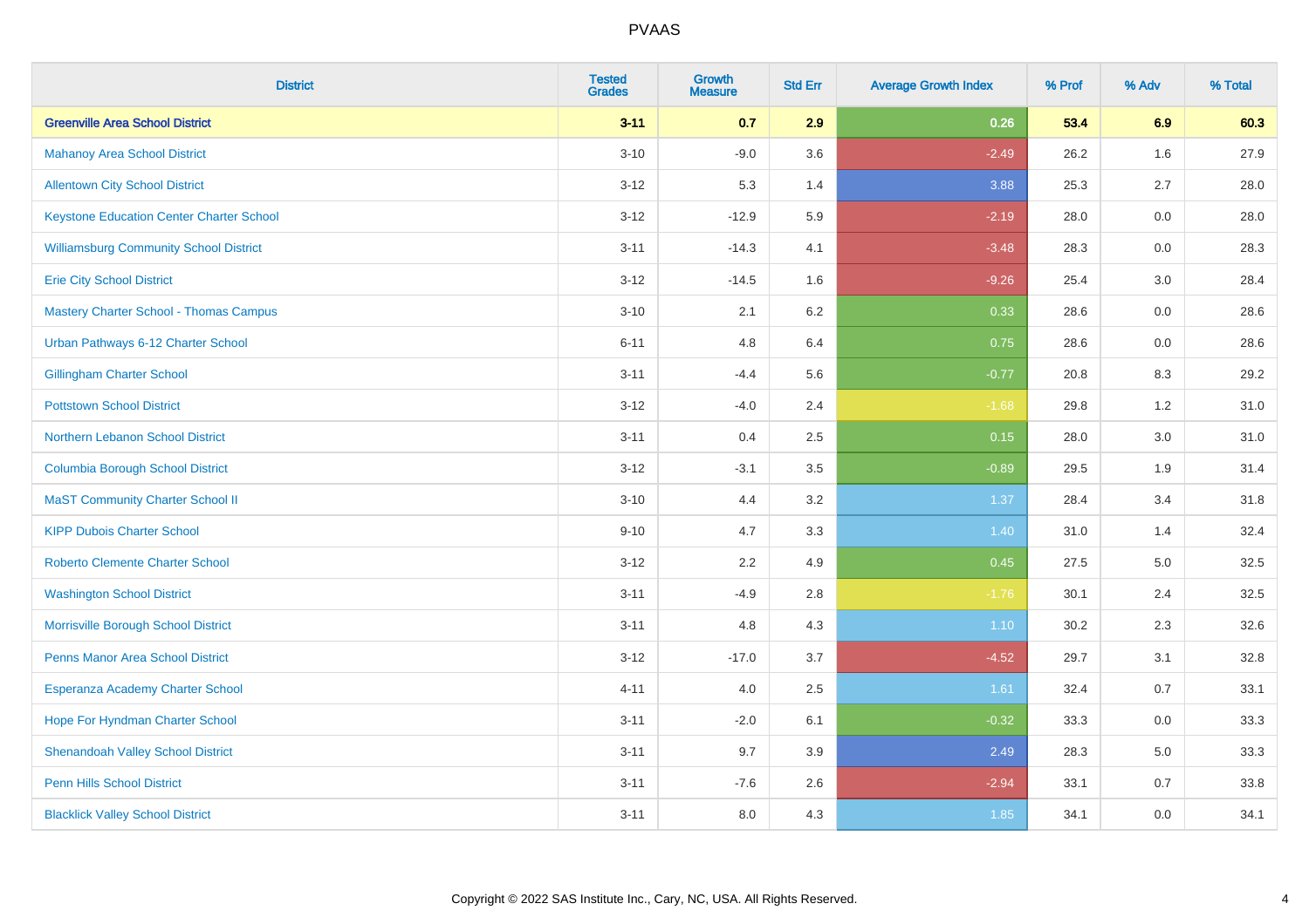| District | Tested Grades | Growth Measure | Std Err | Average Growth Index | % Prof | % Adv | % Total |
|---|---|---|---|---|---|---|---|
| **Greenville Area School District** | **3-11** | **0.7** | **2.9** | **0.26** | **53.4** | **6.9** | **60.3** |
| Mahanoy Area School District | 3-10 | -9.0 | 3.6 | -2.49 | 26.2 | 1.6 | 27.9 |
| Allentown City School District | 3-12 | 5.3 | 1.4 | 3.88 | 25.3 | 2.7 | 28.0 |
| Keystone Education Center Charter School | 3-12 | -12.9 | 5.9 | -2.19 | 28.0 | 0.0 | 28.0 |
| Williamsburg Community School District | 3-11 | -14.3 | 4.1 | -3.48 | 28.3 | 0.0 | 28.3 |
| Erie City School District | 3-12 | -14.5 | 1.6 | -9.26 | 25.4 | 3.0 | 28.4 |
| Mastery Charter School - Thomas Campus | 3-10 | 2.1 | 6.2 | 0.33 | 28.6 | 0.0 | 28.6 |
| Urban Pathways 6-12 Charter School | 6-11 | 4.8 | 6.4 | 0.75 | 28.6 | 0.0 | 28.6 |
| Gillingham Charter School | 3-11 | -4.4 | 5.6 | -0.77 | 20.8 | 8.3 | 29.2 |
| Pottstown School District | 3-12 | -4.0 | 2.4 | -1.68 | 29.8 | 1.2 | 31.0 |
| Northern Lebanon School District | 3-11 | 0.4 | 2.5 | 0.15 | 28.0 | 3.0 | 31.0 |
| Columbia Borough School District | 3-12 | -3.1 | 3.5 | -0.89 | 29.5 | 1.9 | 31.4 |
| MaST Community Charter School II | 3-10 | 4.4 | 3.2 | 1.37 | 28.4 | 3.4 | 31.8 |
| KIPP Dubois Charter School | 9-10 | 4.7 | 3.3 | 1.40 | 31.0 | 1.4 | 32.4 |
| Roberto Clemente Charter School | 3-12 | 2.2 | 4.9 | 0.45 | 27.5 | 5.0 | 32.5 |
| Washington School District | 3-11 | -4.9 | 2.8 | -1.76 | 30.1 | 2.4 | 32.5 |
| Morrisville Borough School District | 3-11 | 4.8 | 4.3 | 1.10 | 30.2 | 2.3 | 32.6 |
| Penns Manor Area School District | 3-12 | -17.0 | 3.7 | -4.52 | 29.7 | 3.1 | 32.8 |
| Esperanza Academy Charter School | 4-11 | 4.0 | 2.5 | 1.61 | 32.4 | 0.7 | 33.1 |
| Hope For Hyndman Charter School | 3-11 | -2.0 | 6.1 | -0.32 | 33.3 | 0.0 | 33.3 |
| Shenandoah Valley School District | 3-11 | 9.7 | 3.9 | 2.49 | 28.3 | 5.0 | 33.3 |
| Penn Hills School District | 3-11 | -7.6 | 2.6 | -2.94 | 33.1 | 0.7 | 33.8 |
| Blacklick Valley School District | 3-11 | 8.0 | 4.3 | 1.85 | 34.1 | 0.0 | 34.1 |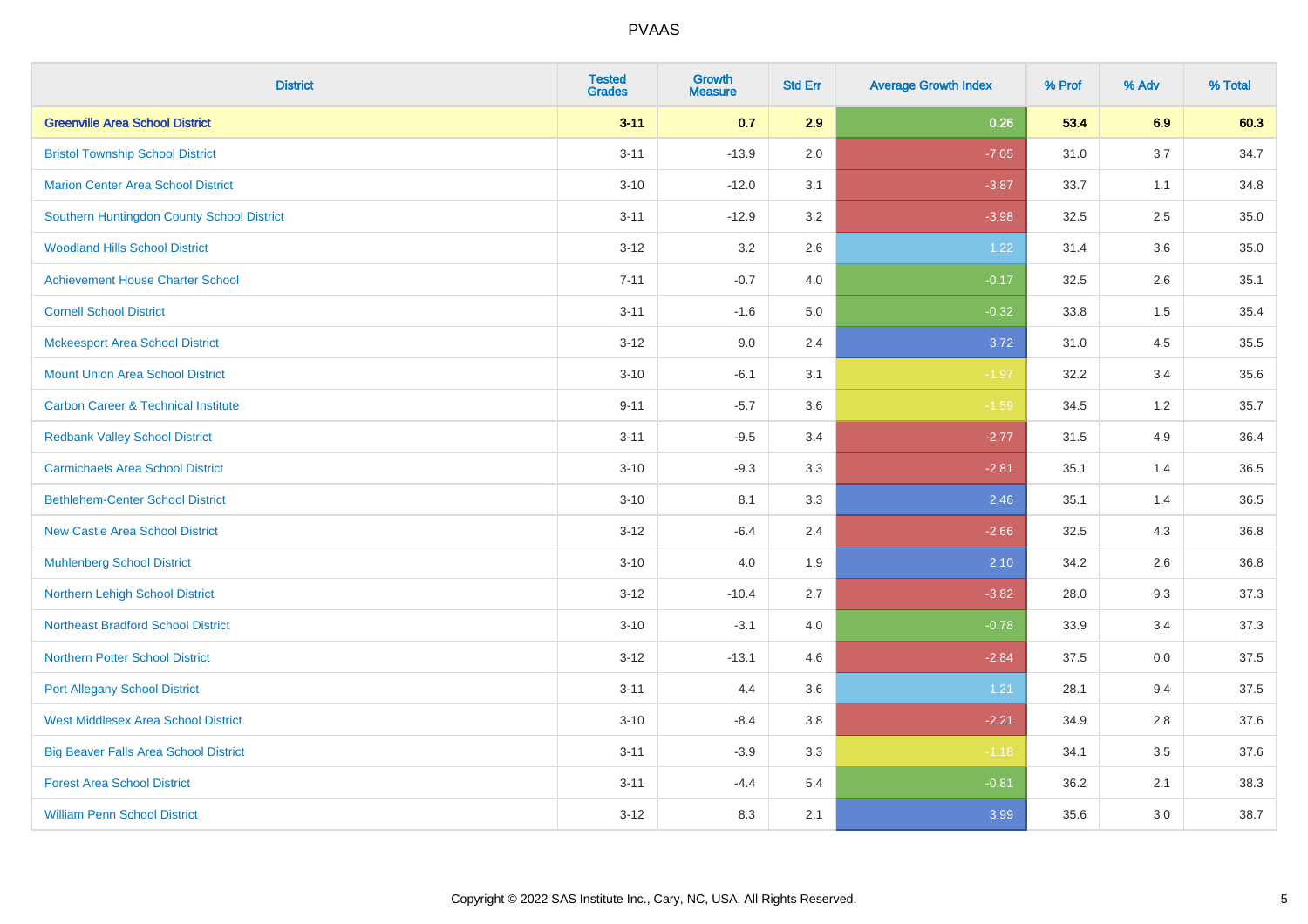# PVAAS

| District | Tested Grades | Growth Measure | Std Err | Average Growth Index | % Prof | % Adv | % Total |
|---|---|---|---|---|---|---|---|
| **Greenville Area School District** | **3-11** | **0.7** | **2.9** | **0.26** | **53.4** | **6.9** | **60.3** |
| Bristol Township School District | 3-11 | -13.9 | 2.0 | -7.05 | 31.0 | 3.7 | 34.7 |
| Marion Center Area School District | 3-10 | -12.0 | 3.1 | -3.87 | 33.7 | 1.1 | 34.8 |
| Southern Huntingdon County School District | 3-11 | -12.9 | 3.2 | -3.98 | 32.5 | 2.5 | 35.0 |
| Woodland Hills School District | 3-12 | 3.2 | 2.6 | 1.22 | 31.4 | 3.6 | 35.0 |
| Achievement House Charter School | 7-11 | -0.7 | 4.0 | -0.17 | 32.5 | 2.6 | 35.1 |
| Cornell School District | 3-11 | -1.6 | 5.0 | -0.32 | 33.8 | 1.5 | 35.4 |
| Mckeesport Area School District | 3-12 | 9.0 | 2.4 | 3.72 | 31.0 | 4.5 | 35.5 |
| Mount Union Area School District | 3-10 | -6.1 | 3.1 | -1.97 | 32.2 | 3.4 | 35.6 |
| Carbon Career & Technical Institute | 9-11 | -5.7 | 3.6 | -1.59 | 34.5 | 1.2 | 35.7 |
| Redbank Valley School District | 3-11 | -9.5 | 3.4 | -2.77 | 31.5 | 4.9 | 36.4 |
| Carmichaels Area School District | 3-10 | -9.3 | 3.3 | -2.81 | 35.1 | 1.4 | 36.5 |
| Bethlehem-Center School District | 3-10 | 8.1 | 3.3 | 2.46 | 35.1 | 1.4 | 36.5 |
| New Castle Area School District | 3-12 | -6.4 | 2.4 | -2.66 | 32.5 | 4.3 | 36.8 |
| Muhlenberg School District | 3-10 | 4.0 | 1.9 | 2.10 | 34.2 | 2.6 | 36.8 |
| Northern Lehigh School District | 3-12 | -10.4 | 2.7 | -3.82 | 28.0 | 9.3 | 37.3 |
| Northeast Bradford School District | 3-10 | -3.1 | 4.0 | -0.78 | 33.9 | 3.4 | 37.3 |
| Northern Potter School District | 3-12 | -13.1 | 4.6 | -2.84 | 37.5 | 0.0 | 37.5 |
| Port Allegany School District | 3-11 | 4.4 | 3.6 | 1.21 | 28.1 | 9.4 | 37.5 |
| West Middlesex Area School District | 3-10 | -8.4 | 3.8 | -2.21 | 34.9 | 2.8 | 37.6 |
| Big Beaver Falls Area School District | 3-11 | -3.9 | 3.3 | -1.18 | 34.1 | 3.5 | 37.6 |
| Forest Area School District | 3-11 | -4.4 | 5.4 | -0.81 | 36.2 | 2.1 | 38.3 |
| William Penn School District | 3-12 | 8.3 | 2.1 | 3.99 | 35.6 | 3.0 | 38.7 |

Copyright © 2022 SAS Institute Inc., Cary, NC, USA. All Rights Reserved.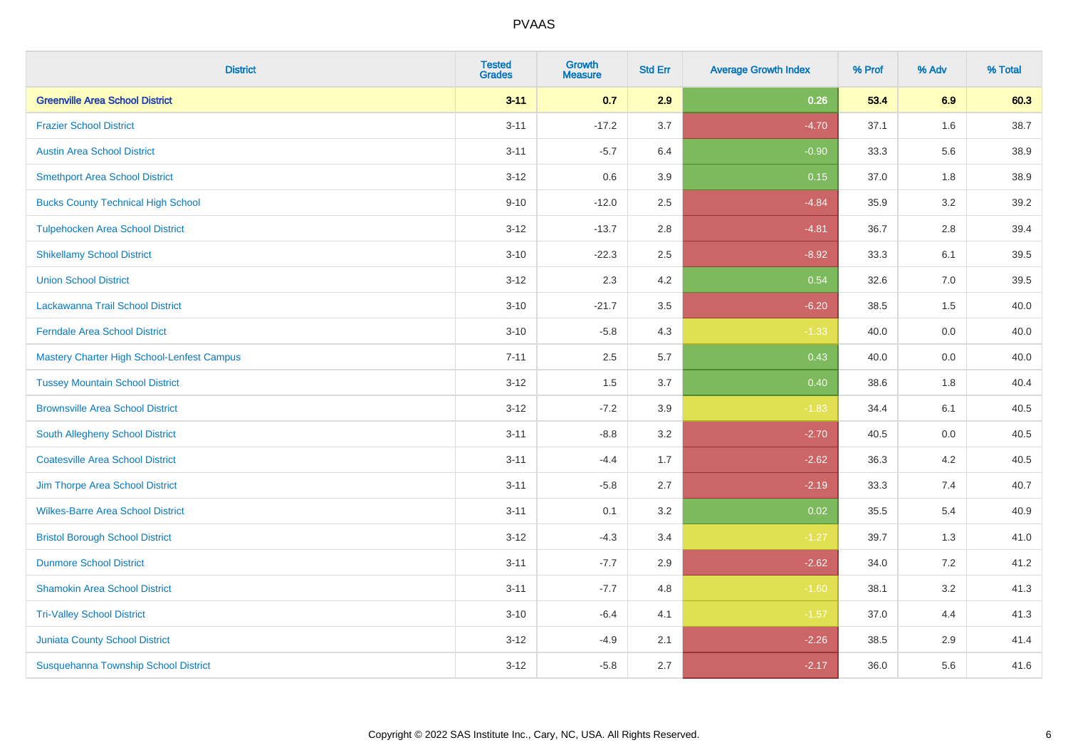# PVAAS

| District | Tested Grades | Growth Measure | Std Err | Average Growth Index | % Prof | % Adv | % Total |
|---|---|---|---|---|---|---|---|
| **Greenville Area School District** | **3-11** | **0.7** | **2.9** | **0.26** | **53.4** | **6.9** | **60.3** |
| Frazier School District | 3-11 | -17.2 | 3.7 | -4.70 | 37.1 | 1.6 | 38.7 |
| Austin Area School District | 3-11 | -5.7 | 6.4 | -0.90 | 33.3 | 5.6 | 38.9 |
| Smethport Area School District | 3-12 | 0.6 | 3.9 | 0.15 | 37.0 | 1.8 | 38.9 |
| Bucks County Technical High School | 9-10 | -12.0 | 2.5 | -4.84 | 35.9 | 3.2 | 39.2 |
| Tulpehocken Area School District | 3-12 | -13.7 | 2.8 | -4.81 | 36.7 | 2.8 | 39.4 |
| Shikellamy School District | 3-10 | -22.3 | 2.5 | -8.92 | 33.3 | 6.1 | 39.5 |
| Union School District | 3-12 | 2.3 | 4.2 | 0.54 | 32.6 | 7.0 | 39.5 |
| Lackawanna Trail School District | 3-10 | -21.7 | 3.5 | -6.20 | 38.5 | 1.5 | 40.0 |
| Ferndale Area School District | 3-10 | -5.8 | 4.3 | -1.33 | 40.0 | 0.0 | 40.0 |
| Mastery Charter High School-Lenfest Campus | 7-11 | 2.5 | 5.7 | 0.43 | 40.0 | 0.0 | 40.0 |
| Tussey Mountain School District | 3-12 | 1.5 | 3.7 | 0.40 | 38.6 | 1.8 | 40.4 |
| Brownsville Area School District | 3-12 | -7.2 | 3.9 | -1.83 | 34.4 | 6.1 | 40.5 |
| South Allegheny School District | 3-11 | -8.8 | 3.2 | -2.70 | 40.5 | 0.0 | 40.5 |
| Coatesville Area School District | 3-11 | -4.4 | 1.7 | -2.62 | 36.3 | 4.2 | 40.5 |
| Jim Thorpe Area School District | 3-11 | -5.8 | 2.7 | -2.19 | 33.3 | 7.4 | 40.7 |
| Wilkes-Barre Area School District | 3-11 | 0.1 | 3.2 | 0.02 | 35.5 | 5.4 | 40.9 |
| Bristol Borough School District | 3-12 | -4.3 | 3.4 | -1.27 | 39.7 | 1.3 | 41.0 |
| Dunmore School District | 3-11 | -7.7 | 2.9 | -2.62 | 34.0 | 7.2 | 41.2 |
| Shamokin Area School District | 3-11 | -7.7 | 4.8 | -1.60 | 38.1 | 3.2 | 41.3 |
| Tri-Valley School District | 3-10 | -6.4 | 4.1 | -1.57 | 37.0 | 4.4 | 41.3 |
| Juniata County School District | 3-12 | -4.9 | 2.1 | -2.26 | 38.5 | 2.9 | 41.4 |
| Susquehanna Township School District | 3-12 | -5.8 | 2.7 | -2.17 | 36.0 | 5.6 | 41.6 |

Copyright © 2022 SAS Institute Inc., Cary, NC, USA. All Rights Reserved.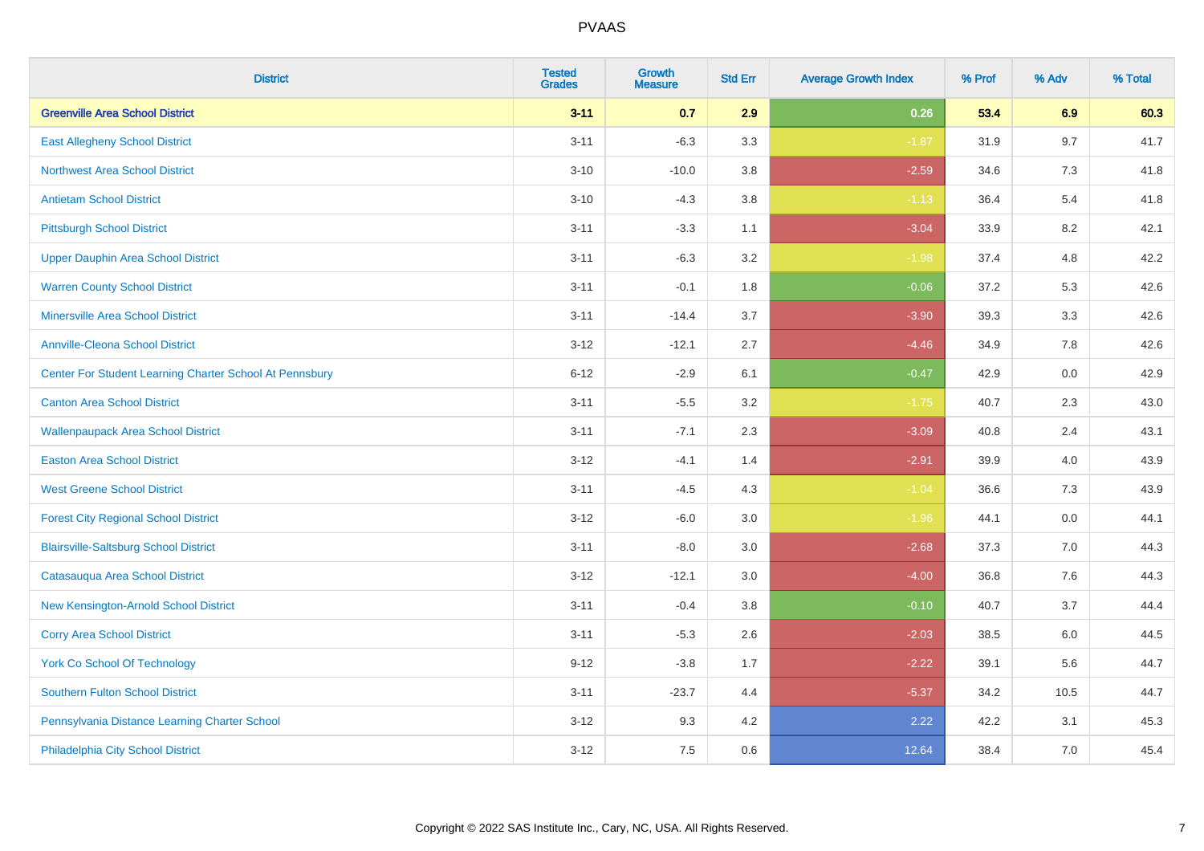| District | Tested Grades | Growth Measure | Std Err | Average Growth Index | % Prof | % Adv | % Total |
|---|---|---|---|---|---|---|---|
| **Greenville Area School District** | **3-11** | **0.7** | **2.9** | **0.26** | **53.4** | **6.9** | **60.3** |
| East Allegheny School District | 3-11 | -6.3 | 3.3 | -1.87 | 31.9 | 9.7 | 41.7 |
| Northwest Area School District | 3-10 | -10.0 | 3.8 | -2.59 | 34.6 | 7.3 | 41.8 |
| Antietam School District | 3-10 | -4.3 | 3.8 | -1.13 | 36.4 | 5.4 | 41.8 |
| Pittsburgh School District | 3-11 | -3.3 | 1.1 | -3.04 | 33.9 | 8.2 | 42.1 |
| Upper Dauphin Area School District | 3-11 | -6.3 | 3.2 | -1.98 | 37.4 | 4.8 | 42.2 |
| Warren County School District | 3-11 | -0.1 | 1.8 | -0.06 | 37.2 | 5.3 | 42.6 |
| Minersville Area School District | 3-11 | -14.4 | 3.7 | -3.90 | 39.3 | 3.3 | 42.6 |
| Annville-Cleona School District | 3-12 | -12.1 | 2.7 | -4.46 | 34.9 | 7.8 | 42.6 |
| Center For Student Learning Charter School At Pennsbury | 6-12 | -2.9 | 6.1 | -0.47 | 42.9 | 0.0 | 42.9 |
| Canton Area School District | 3-11 | -5.5 | 3.2 | -1.75 | 40.7 | 2.3 | 43.0 |
| Wallenpaupack Area School District | 3-11 | -7.1 | 2.3 | -3.09 | 40.8 | 2.4 | 43.1 |
| Easton Area School District | 3-12 | -4.1 | 1.4 | -2.91 | 39.9 | 4.0 | 43.9 |
| West Greene School District | 3-11 | -4.5 | 4.3 | -1.04 | 36.6 | 7.3 | 43.9 |
| Forest City Regional School District | 3-12 | -6.0 | 3.0 | -1.96 | 44.1 | 0.0 | 44.1 |
| Blairsville-Saltsburg School District | 3-11 | -8.0 | 3.0 | -2.68 | 37.3 | 7.0 | 44.3 |
| Catasauqua Area School District | 3-12 | -12.1 | 3.0 | -4.00 | 36.8 | 7.6 | 44.3 |
| New Kensington-Arnold School District | 3-11 | -0.4 | 3.8 | -0.10 | 40.7 | 3.7 | 44.4 |
| Corry Area School District | 3-11 | -5.3 | 2.6 | -2.03 | 38.5 | 6.0 | 44.5 |
| York Co School Of Technology | 9-12 | -3.8 | 1.7 | -2.22 | 39.1 | 5.6 | 44.7 |
| Southern Fulton School District | 3-11 | -23.7 | 4.4 | -5.37 | 34.2 | 10.5 | 44.7 |
| Pennsylvania Distance Learning Charter School | 3-12 | 9.3 | 4.2 | 2.22 | 42.2 | 3.1 | 45.3 |
| Philadelphia City School District | 3-12 | 7.5 | 0.6 | 12.64 | 38.4 | 7.0 | 45.4 |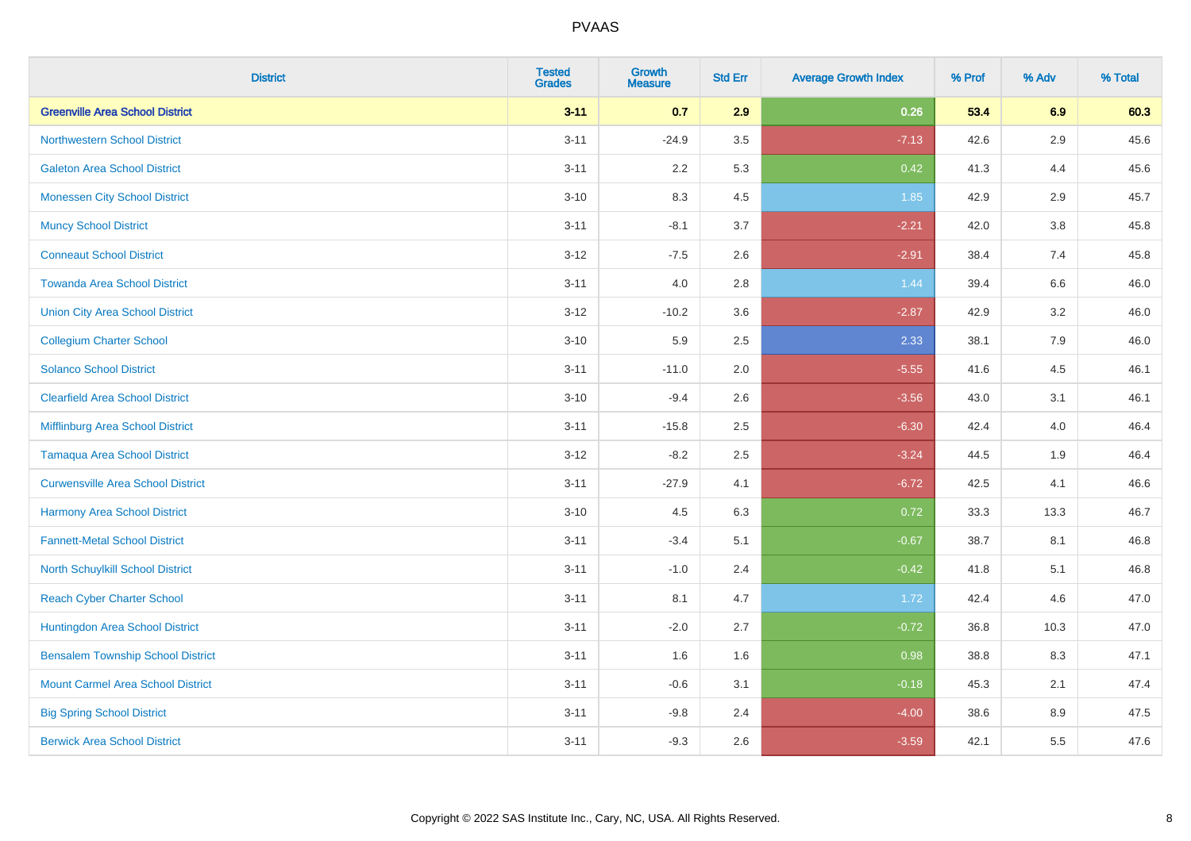| District | Tested Grades | Growth Measure | Std Err | Average Growth Index | % Prof | % Adv | % Total |
|---|---|---|---|---|---|---|---|
| **Greenville Area School District** | **3-11** | **0.7** | **2.9** | **0.26** | **53.4** | **6.9** | **60.3** |
| Northwestern School District | 3-11 | -24.9 | 3.5 | -7.13 | 42.6 | 2.9 | 45.6 |
| Galeton Area School District | 3-11 | 2.2 | 5.3 | 0.42 | 41.3 | 4.4 | 45.6 |
| Monessen City School District | 3-10 | 8.3 | 4.5 | 1.85 | 42.9 | 2.9 | 45.7 |
| Muncy School District | 3-11 | -8.1 | 3.7 | -2.21 | 42.0 | 3.8 | 45.8 |
| Conneaut School District | 3-12 | -7.5 | 2.6 | -2.91 | 38.4 | 7.4 | 45.8 |
| Towanda Area School District | 3-11 | 4.0 | 2.8 | 1.44 | 39.4 | 6.6 | 46.0 |
| Union City Area School District | 3-12 | -10.2 | 3.6 | -2.87 | 42.9 | 3.2 | 46.0 |
| Collegium Charter School | 3-10 | 5.9 | 2.5 | 2.33 | 38.1 | 7.9 | 46.0 |
| Solanco School District | 3-11 | -11.0 | 2.0 | -5.55 | 41.6 | 4.5 | 46.1 |
| Clearfield Area School District | 3-10 | -9.4 | 2.6 | -3.56 | 43.0 | 3.1 | 46.1 |
| Mifflinburg Area School District | 3-11 | -15.8 | 2.5 | -6.30 | 42.4 | 4.0 | 46.4 |
| Tamaqua Area School District | 3-12 | -8.2 | 2.5 | -3.24 | 44.5 | 1.9 | 46.4 |
| Curwensville Area School District | 3-11 | -27.9 | 4.1 | -6.72 | 42.5 | 4.1 | 46.6 |
| Harmony Area School District | 3-10 | 4.5 | 6.3 | 0.72 | 33.3 | 13.3 | 46.7 |
| Fannett-Metal School District | 3-11 | -3.4 | 5.1 | -0.67 | 38.7 | 8.1 | 46.8 |
| North Schuylkill School District | 3-11 | -1.0 | 2.4 | -0.42 | 41.8 | 5.1 | 46.8 |
| Reach Cyber Charter School | 3-11 | 8.1 | 4.7 | 1.72 | 42.4 | 4.6 | 47.0 |
| Huntingdon Area School District | 3-11 | -2.0 | 2.7 | -0.72 | 36.8 | 10.3 | 47.0 |
| Bensalem Township School District | 3-11 | 1.6 | 1.6 | 0.98 | 38.8 | 8.3 | 47.1 |
| Mount Carmel Area School District | 3-11 | -0.6 | 3.1 | -0.18 | 45.3 | 2.1 | 47.4 |
| Big Spring School District | 3-11 | -9.8 | 2.4 | -4.00 | 38.6 | 8.9 | 47.5 |
| Berwick Area School District | 3-11 | -9.3 | 2.6 | -3.59 | 42.1 | 5.5 | 47.6 |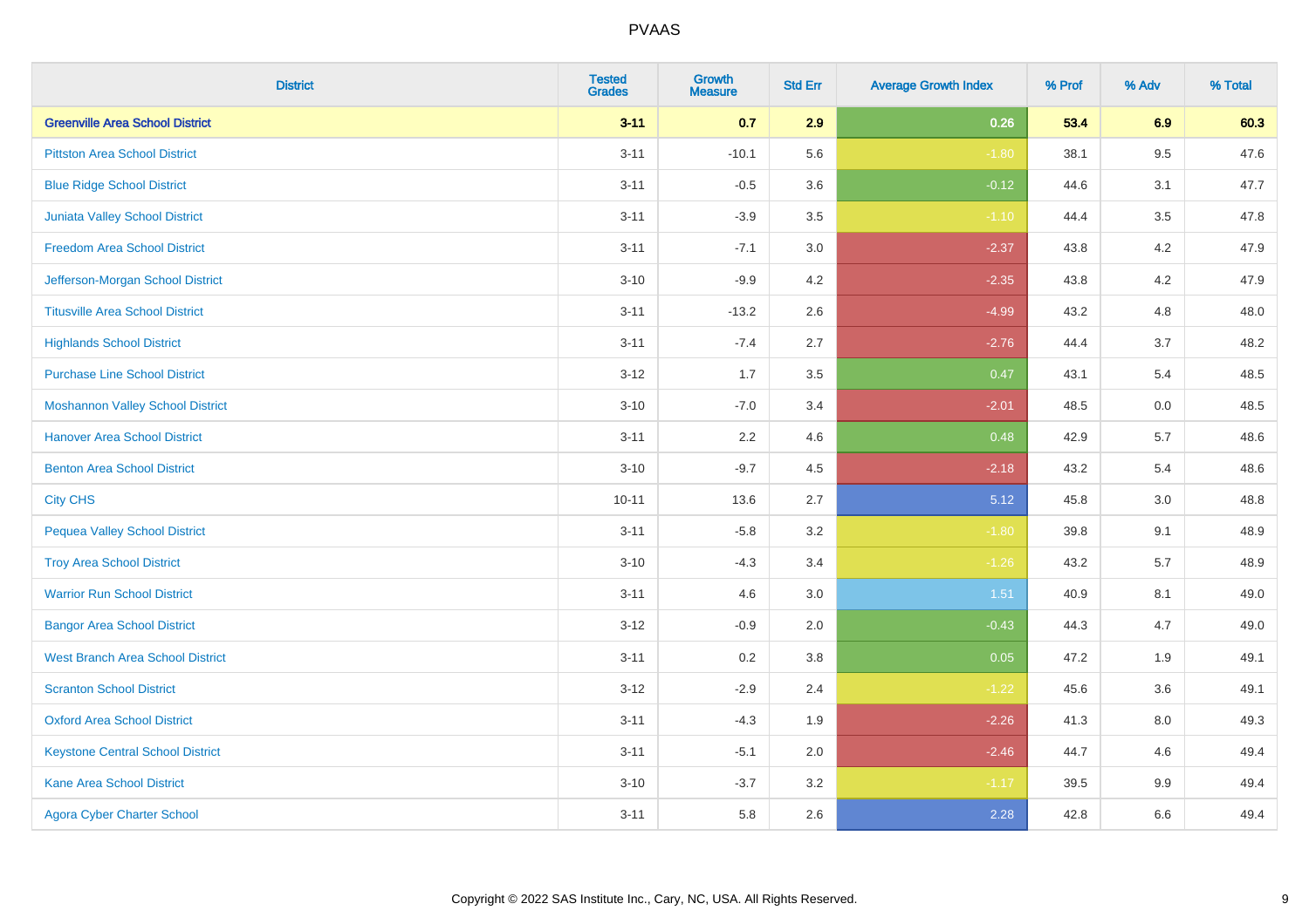PVAAS

| District | Tested Grades | Growth Measure | Std Err | Average Growth Index | % Prof | % Adv | % Total |
|---|---|---|---|---|---|---|---|
| **Greenville Area School District** | **3-11** | **0.7** | **2.9** | **0.26** | **53.4** | **6.9** | **60.3** |
| Pittston Area School District | 3-11 | -10.1 | 5.6 | -1.80 | 38.1 | 9.5 | 47.6 |
| Blue Ridge School District | 3-11 | -0.5 | 3.6 | -0.12 | 44.6 | 3.1 | 47.7 |
| Juniata Valley School District | 3-11 | -3.9 | 3.5 | -1.10 | 44.4 | 3.5 | 47.8 |
| Freedom Area School District | 3-11 | -7.1 | 3.0 | -2.37 | 43.8 | 4.2 | 47.9 |
| Jefferson-Morgan School District | 3-10 | -9.9 | 4.2 | -2.35 | 43.8 | 4.2 | 47.9 |
| Titusville Area School District | 3-11 | -13.2 | 2.6 | -4.99 | 43.2 | 4.8 | 48.0 |
| Highlands School District | 3-11 | -7.4 | 2.7 | -2.76 | 44.4 | 3.7 | 48.2 |
| Purchase Line School District | 3-12 | 1.7 | 3.5 | 0.47 | 43.1 | 5.4 | 48.5 |
| Moshannon Valley School District | 3-10 | -7.0 | 3.4 | -2.01 | 48.5 | 0.0 | 48.5 |
| Hanover Area School District | 3-11 | 2.2 | 4.6 | 0.48 | 42.9 | 5.7 | 48.6 |
| Benton Area School District | 3-10 | -9.7 | 4.5 | -2.18 | 43.2 | 5.4 | 48.6 |
| City CHS | 10-11 | 13.6 | 2.7 | 5.12 | 45.8 | 3.0 | 48.8 |
| Pequea Valley School District | 3-11 | -5.8 | 3.2 | -1.80 | 39.8 | 9.1 | 48.9 |
| Troy Area School District | 3-10 | -4.3 | 3.4 | -1.26 | 43.2 | 5.7 | 48.9 |
| Warrior Run School District | 3-11 | 4.6 | 3.0 | 1.51 | 40.9 | 8.1 | 49.0 |
| Bangor Area School District | 3-12 | -0.9 | 2.0 | -0.43 | 44.3 | 4.7 | 49.0 |
| West Branch Area School District | 3-11 | 0.2 | 3.8 | 0.05 | 47.2 | 1.9 | 49.1 |
| Scranton School District | 3-12 | -2.9 | 2.4 | -1.22 | 45.6 | 3.6 | 49.1 |
| Oxford Area School District | 3-11 | -4.3 | 1.9 | -2.26 | 41.3 | 8.0 | 49.3 |
| Keystone Central School District | 3-11 | -5.1 | 2.0 | -2.46 | 44.7 | 4.6 | 49.4 |
| Kane Area School District | 3-10 | -3.7 | 3.2 | -1.17 | 39.5 | 9.9 | 49.4 |
| Agora Cyber Charter School | 3-11 | 5.8 | 2.6 | 2.28 | 42.8 | 6.6 | 49.4 |

Copyright © 2022 SAS Institute Inc., Cary, NC, USA. All Rights Reserved.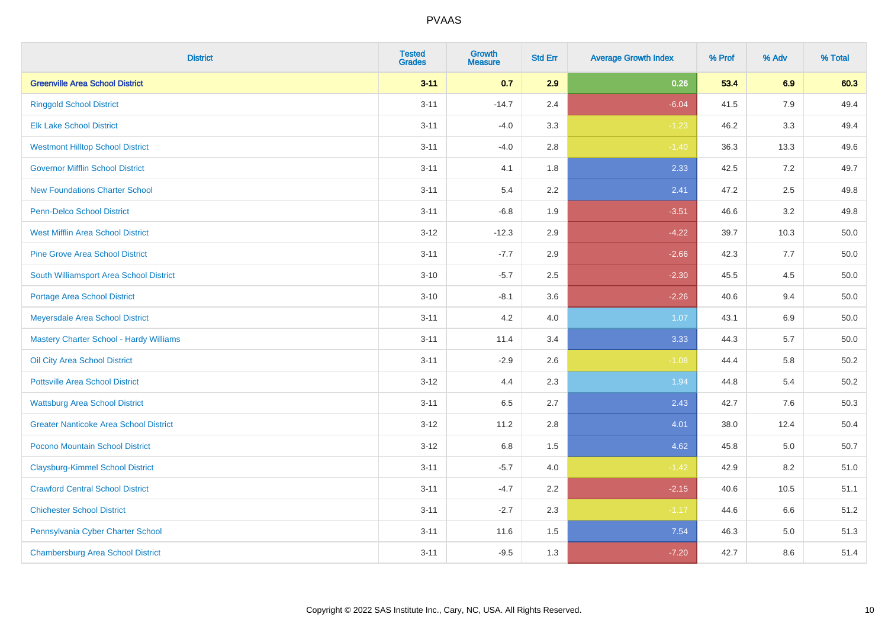| District | Tested Grades | Growth Measure | Std Err | Average Growth Index | % Prof | % Adv | % Total |
|---|---|---|---|---|---|---|---|
| **Greenville Area School District** | **3-11** | **0.7** | **2.9** | **0.26** | **53.4** | **6.9** | **60.3** |
| Ringgold School District | 3-11 | -14.7 | 2.4 | -6.04 | 41.5 | 7.9 | 49.4 |
| Elk Lake School District | 3-11 | -4.0 | 3.3 | -1.23 | 46.2 | 3.3 | 49.4 |
| Westmont Hilltop School District | 3-11 | -4.0 | 2.8 | -1.40 | 36.3 | 13.3 | 49.6 |
| Governor Mifflin School District | 3-11 | 4.1 | 1.8 | 2.33 | 42.5 | 7.2 | 49.7 |
| New Foundations Charter School | 3-11 | 5.4 | 2.2 | 2.41 | 47.2 | 2.5 | 49.8 |
| Penn-Delco School District | 3-11 | -6.8 | 1.9 | -3.51 | 46.6 | 3.2 | 49.8 |
| West Mifflin Area School District | 3-12 | -12.3 | 2.9 | -4.22 | 39.7 | 10.3 | 50.0 |
| Pine Grove Area School District | 3-11 | -7.7 | 2.9 | -2.66 | 42.3 | 7.7 | 50.0 |
| South Williamsport Area School District | 3-10 | -5.7 | 2.5 | -2.30 | 45.5 | 4.5 | 50.0 |
| Portage Area School District | 3-10 | -8.1 | 3.6 | -2.26 | 40.6 | 9.4 | 50.0 |
| Meyersdale Area School District | 3-11 | 4.2 | 4.0 | 1.07 | 43.1 | 6.9 | 50.0 |
| Mastery Charter School - Hardy Williams | 3-11 | 11.4 | 3.4 | 3.33 | 44.3 | 5.7 | 50.0 |
| Oil City Area School District | 3-11 | -2.9 | 2.6 | -1.08 | 44.4 | 5.8 | 50.2 |
| Pottsville Area School District | 3-12 | 4.4 | 2.3 | 1.94 | 44.8 | 5.4 | 50.2 |
| Wattsburg Area School District | 3-11 | 6.5 | 2.7 | 2.43 | 42.7 | 7.6 | 50.3 |
| Greater Nanticoke Area School District | 3-12 | 11.2 | 2.8 | 4.01 | 38.0 | 12.4 | 50.4 |
| Pocono Mountain School District | 3-12 | 6.8 | 1.5 | 4.62 | 45.8 | 5.0 | 50.7 |
| Claysburg-Kimmel School District | 3-11 | -5.7 | 4.0 | -1.42 | 42.9 | 8.2 | 51.0 |
| Crawford Central School District | 3-11 | -4.7 | 2.2 | -2.15 | 40.6 | 10.5 | 51.1 |
| Chichester School District | 3-11 | -2.7 | 2.3 | -1.17 | 44.6 | 6.6 | 51.2 |
| Pennsylvania Cyber Charter School | 3-11 | 11.6 | 1.5 | 7.54 | 46.3 | 5.0 | 51.3 |
| Chambersburg Area School District | 3-11 | -9.5 | 1.3 | -7.20 | 42.7 | 8.6 | 51.4 |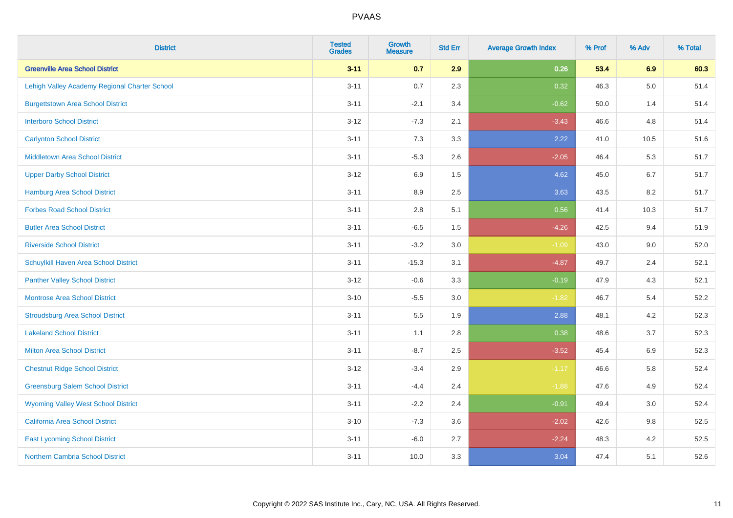PVAAS

| District | Tested Grades | Growth Measure | Std Err | Average Growth Index | % Prof | % Adv | % Total |
|---|---|---|---|---|---|---|---|
| **Greenville Area School District** | **3-11** | **0.7** | **2.9** | **0.26** | **53.4** | **6.9** | **60.3** |
| Lehigh Valley Academy Regional Charter School | 3-11 | 0.7 | 2.3 | 0.32 | 46.3 | 5.0 | 51.4 |
| Burgettstown Area School District | 3-11 | -2.1 | 3.4 | -0.62 | 50.0 | 1.4 | 51.4 |
| Interboro School District | 3-12 | -7.3 | 2.1 | -3.43 | 46.6 | 4.8 | 51.4 |
| Carlynton School District | 3-11 | 7.3 | 3.3 | 2.22 | 41.0 | 10.5 | 51.6 |
| Middletown Area School District | 3-11 | -5.3 | 2.6 | -2.05 | 46.4 | 5.3 | 51.7 |
| Upper Darby School District | 3-12 | 6.9 | 1.5 | 4.62 | 45.0 | 6.7 | 51.7 |
| Hamburg Area School District | 3-11 | 8.9 | 2.5 | 3.63 | 43.5 | 8.2 | 51.7 |
| Forbes Road School District | 3-11 | 2.8 | 5.1 | 0.56 | 41.4 | 10.3 | 51.7 |
| Butler Area School District | 3-11 | -6.5 | 1.5 | -4.26 | 42.5 | 9.4 | 51.9 |
| Riverside School District | 3-11 | -3.2 | 3.0 | -1.09 | 43.0 | 9.0 | 52.0 |
| Schuylkill Haven Area School District | 3-11 | -15.3 | 3.1 | -4.87 | 49.7 | 2.4 | 52.1 |
| Panther Valley School District | 3-12 | -0.6 | 3.3 | -0.19 | 47.9 | 4.3 | 52.1 |
| Montrose Area School District | 3-10 | -5.5 | 3.0 | -1.82 | 46.7 | 5.4 | 52.2 |
| Stroudsburg Area School District | 3-11 | 5.5 | 1.9 | 2.88 | 48.1 | 4.2 | 52.3 |
| Lakeland School District | 3-11 | 1.1 | 2.8 | 0.38 | 48.6 | 3.7 | 52.3 |
| Milton Area School District | 3-11 | -8.7 | 2.5 | -3.52 | 45.4 | 6.9 | 52.3 |
| Chestnut Ridge School District | 3-12 | -3.4 | 2.9 | -1.17 | 46.6 | 5.8 | 52.4 |
| Greensburg Salem School District | 3-11 | -4.4 | 2.4 | -1.88 | 47.6 | 4.9 | 52.4 |
| Wyoming Valley West School District | 3-11 | -2.2 | 2.4 | -0.91 | 49.4 | 3.0 | 52.4 |
| California Area School District | 3-10 | -7.3 | 3.6 | -2.02 | 42.6 | 9.8 | 52.5 |
| East Lycoming School District | 3-11 | -6.0 | 2.7 | -2.24 | 48.3 | 4.2 | 52.5 |
| Northern Cambria School District | 3-11 | 10.0 | 3.3 | 3.04 | 47.4 | 5.1 | 52.6 |

Copyright © 2022 SAS Institute Inc., Cary, NC, USA. All Rights Reserved.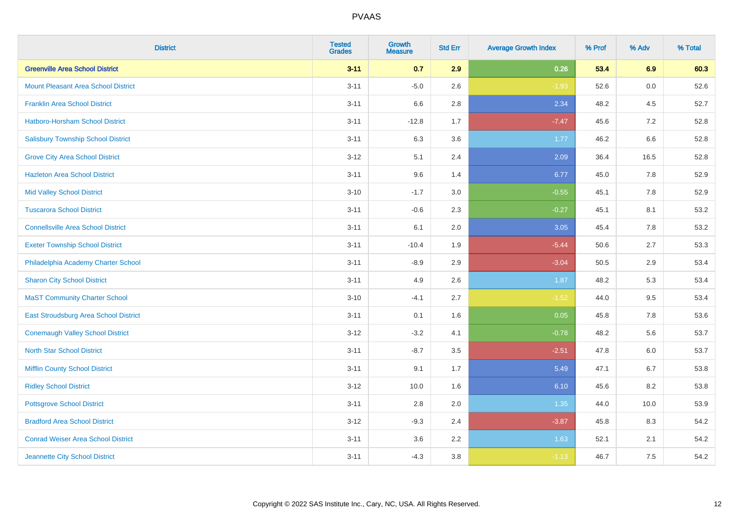PVAAS

| District | Tested Grades | Growth Measure | Std Err | Average Growth Index | % Prof | % Adv | % Total |
|---|---|---|---|---|---|---|---|
| **Greenville Area School District** | **3-11** | **0.7** | **2.9** | **0.26** | **53.4** | **6.9** | **60.3** |
| Mount Pleasant Area School District | 3-11 | -5.0 | 2.6 | -1.93 | 52.6 | 0.0 | 52.6 |
| Franklin Area School District | 3-11 | 6.6 | 2.8 | 2.34 | 48.2 | 4.5 | 52.7 |
| Hatboro-Horsham School District | 3-11 | -12.8 | 1.7 | -7.47 | 45.6 | 7.2 | 52.8 |
| Salisbury Township School District | 3-11 | 6.3 | 3.6 | 1.77 | 46.2 | 6.6 | 52.8 |
| Grove City Area School District | 3-12 | 5.1 | 2.4 | 2.09 | 36.4 | 16.5 | 52.8 |
| Hazleton Area School District | 3-11 | 9.6 | 1.4 | 6.77 | 45.0 | 7.8 | 52.9 |
| Mid Valley School District | 3-10 | -1.7 | 3.0 | -0.55 | 45.1 | 7.8 | 52.9 |
| Tuscarora School District | 3-11 | -0.6 | 2.3 | -0.27 | 45.1 | 8.1 | 53.2 |
| Connellsville Area School District | 3-11 | 6.1 | 2.0 | 3.05 | 45.4 | 7.8 | 53.2 |
| Exeter Township School District | 3-11 | -10.4 | 1.9 | -5.44 | 50.6 | 2.7 | 53.3 |
| Philadelphia Academy Charter School | 3-11 | -8.9 | 2.9 | -3.04 | 50.5 | 2.9 | 53.4 |
| Sharon City School District | 3-11 | 4.9 | 2.6 | 1.87 | 48.2 | 5.3 | 53.4 |
| MaST Community Charter School | 3-10 | -4.1 | 2.7 | -1.52 | 44.0 | 9.5 | 53.4 |
| East Stroudsburg Area School District | 3-11 | 0.1 | 1.6 | 0.05 | 45.8 | 7.8 | 53.6 |
| Conemaugh Valley School District | 3-12 | -3.2 | 4.1 | -0.78 | 48.2 | 5.6 | 53.7 |
| North Star School District | 3-11 | -8.7 | 3.5 | -2.51 | 47.8 | 6.0 | 53.7 |
| Mifflin County School District | 3-11 | 9.1 | 1.7 | 5.49 | 47.1 | 6.7 | 53.8 |
| Ridley School District | 3-12 | 10.0 | 1.6 | 6.10 | 45.6 | 8.2 | 53.8 |
| Pottsgrove School District | 3-11 | 2.8 | 2.0 | 1.35 | 44.0 | 10.0 | 53.9 |
| Bradford Area School District | 3-12 | -9.3 | 2.4 | -3.87 | 45.8 | 8.3 | 54.2 |
| Conrad Weiser Area School District | 3-11 | 3.6 | 2.2 | 1.63 | 52.1 | 2.1 | 54.2 |
| Jeannette City School District | 3-11 | -4.3 | 3.8 | -1.13 | 46.7 | 7.5 | 54.2 |

Copyright © 2022 SAS Institute Inc., Cary, NC, USA. All Rights Reserved.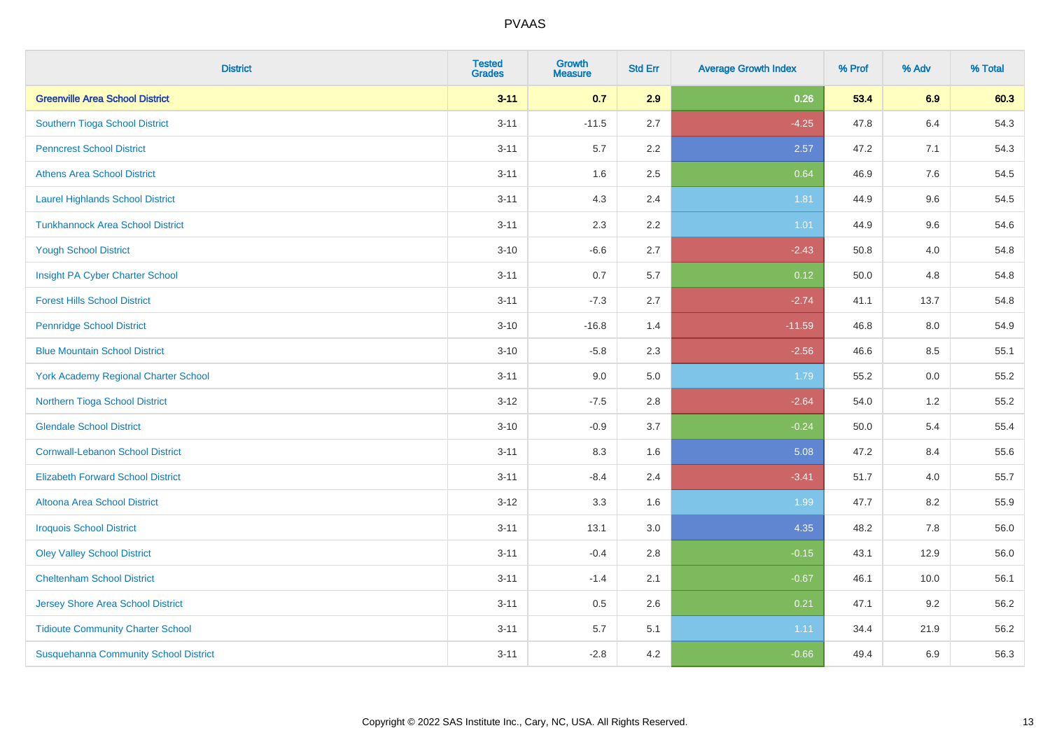# PVAAS

| District | Tested Grades | Growth Measure | Std Err | Average Growth Index | % Prof | % Adv | % Total |
|---|---|---|---|---|---|---|---|
| **Greenville Area School District** | **3-11** | **0.7** | **2.9** | **0.26** | **53.4** | **6.9** | **60.3** |
| Southern Tioga School District | 3-11 | -11.5 | 2.7 | -4.25 | 47.8 | 6.4 | 54.3 |
| Penncrest School District | 3-11 | 5.7 | 2.2 | 2.57 | 47.2 | 7.1 | 54.3 |
| Athens Area School District | 3-11 | 1.6 | 2.5 | 0.64 | 46.9 | 7.6 | 54.5 |
| Laurel Highlands School District | 3-11 | 4.3 | 2.4 | 1.81 | 44.9 | 9.6 | 54.5 |
| Tunkhannock Area School District | 3-11 | 2.3 | 2.2 | 1.01 | 44.9 | 9.6 | 54.6 |
| Yough School District | 3-10 | -6.6 | 2.7 | -2.43 | 50.8 | 4.0 | 54.8 |
| Insight PA Cyber Charter School | 3-11 | 0.7 | 5.7 | 0.12 | 50.0 | 4.8 | 54.8 |
| Forest Hills School District | 3-11 | -7.3 | 2.7 | -2.74 | 41.1 | 13.7 | 54.8 |
| Pennridge School District | 3-10 | -16.8 | 1.4 | -11.59 | 46.8 | 8.0 | 54.9 |
| Blue Mountain School District | 3-10 | -5.8 | 2.3 | -2.56 | 46.6 | 8.5 | 55.1 |
| York Academy Regional Charter School | 3-11 | 9.0 | 5.0 | 1.79 | 55.2 | 0.0 | 55.2 |
| Northern Tioga School District | 3-12 | -7.5 | 2.8 | -2.64 | 54.0 | 1.2 | 55.2 |
| Glendale School District | 3-10 | -0.9 | 3.7 | -0.24 | 50.0 | 5.4 | 55.4 |
| Cornwall-Lebanon School District | 3-11 | 8.3 | 1.6 | 5.08 | 47.2 | 8.4 | 55.6 |
| Elizabeth Forward School District | 3-11 | -8.4 | 2.4 | -3.41 | 51.7 | 4.0 | 55.7 |
| Altoona Area School District | 3-12 | 3.3 | 1.6 | 1.99 | 47.7 | 8.2 | 55.9 |
| Iroquois School District | 3-11 | 13.1 | 3.0 | 4.35 | 48.2 | 7.8 | 56.0 |
| Oley Valley School District | 3-11 | -0.4 | 2.8 | -0.15 | 43.1 | 12.9 | 56.0 |
| Cheltenham School District | 3-11 | -1.4 | 2.1 | -0.67 | 46.1 | 10.0 | 56.1 |
| Jersey Shore Area School District | 3-11 | 0.5 | 2.6 | 0.21 | 47.1 | 9.2 | 56.2 |
| Tidioute Community Charter School | 3-11 | 5.7 | 5.1 | 1.11 | 34.4 | 21.9 | 56.2 |
| Susquehanna Community School District | 3-11 | -2.8 | 4.2 | -0.66 | 49.4 | 6.9 | 56.3 |

Copyright © 2022 SAS Institute Inc., Cary, NC, USA. All Rights Reserved.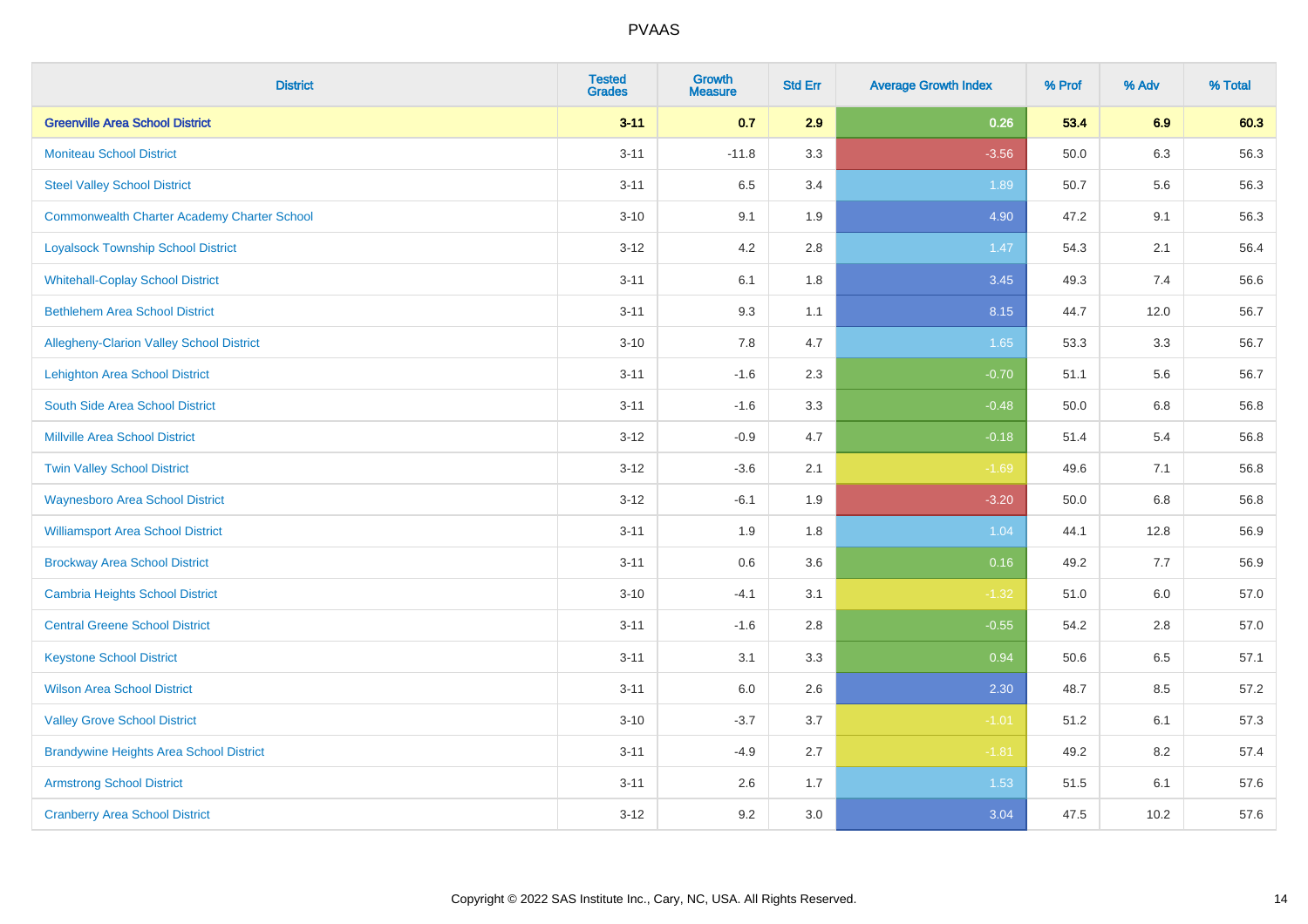# PVAAS

| District | Tested Grades | Growth Measure | Std Err | Average Growth Index | % Prof | % Adv | % Total |
|---|---|---|---|---|---|---|---|
| **Greenville Area School District** | **3-11** | **0.7** | **2.9** | **0.26** | **53.4** | **6.9** | **60.3** |
| Moniteau School District | 3-11 | -11.8 | 3.3 | -3.56 | 50.0 | 6.3 | 56.3 |
| Steel Valley School District | 3-11 | 6.5 | 3.4 | 1.89 | 50.7 | 5.6 | 56.3 |
| Commonwealth Charter Academy Charter School | 3-10 | 9.1 | 1.9 | 4.90 | 47.2 | 9.1 | 56.3 |
| Loyalsock Township School District | 3-12 | 4.2 | 2.8 | 1.47 | 54.3 | 2.1 | 56.4 |
| Whitehall-Coplay School District | 3-11 | 6.1 | 1.8 | 3.45 | 49.3 | 7.4 | 56.6 |
| Bethlehem Area School District | 3-11 | 9.3 | 1.1 | 8.15 | 44.7 | 12.0 | 56.7 |
| Allegheny-Clarion Valley School District | 3-10 | 7.8 | 4.7 | 1.65 | 53.3 | 3.3 | 56.7 |
| Lehighton Area School District | 3-11 | -1.6 | 2.3 | -0.70 | 51.1 | 5.6 | 56.7 |
| South Side Area School District | 3-11 | -1.6 | 3.3 | -0.48 | 50.0 | 6.8 | 56.8 |
| Millville Area School District | 3-12 | -0.9 | 4.7 | -0.18 | 51.4 | 5.4 | 56.8 |
| Twin Valley School District | 3-12 | -3.6 | 2.1 | -1.69 | 49.6 | 7.1 | 56.8 |
| Waynesboro Area School District | 3-12 | -6.1 | 1.9 | -3.20 | 50.0 | 6.8 | 56.8 |
| Williamsport Area School District | 3-11 | 1.9 | 1.8 | 1.04 | 44.1 | 12.8 | 56.9 |
| Brockway Area School District | 3-11 | 0.6 | 3.6 | 0.16 | 49.2 | 7.7 | 56.9 |
| Cambria Heights School District | 3-10 | -4.1 | 3.1 | -1.32 | 51.0 | 6.0 | 57.0 |
| Central Greene School District | 3-11 | -1.6 | 2.8 | -0.55 | 54.2 | 2.8 | 57.0 |
| Keystone School District | 3-11 | 3.1 | 3.3 | 0.94 | 50.6 | 6.5 | 57.1 |
| Wilson Area School District | 3-11 | 6.0 | 2.6 | 2.30 | 48.7 | 8.5 | 57.2 |
| Valley Grove School District | 3-10 | -3.7 | 3.7 | -1.01 | 51.2 | 6.1 | 57.3 |
| Brandywine Heights Area School District | 3-11 | -4.9 | 2.7 | -1.81 | 49.2 | 8.2 | 57.4 |
| Armstrong School District | 3-11 | 2.6 | 1.7 | 1.53 | 51.5 | 6.1 | 57.6 |
| Cranberry Area School District | 3-12 | 9.2 | 3.0 | 3.04 | 47.5 | 10.2 | 57.6 |

Copyright © 2022 SAS Institute Inc., Cary, NC, USA. All Rights Reserved.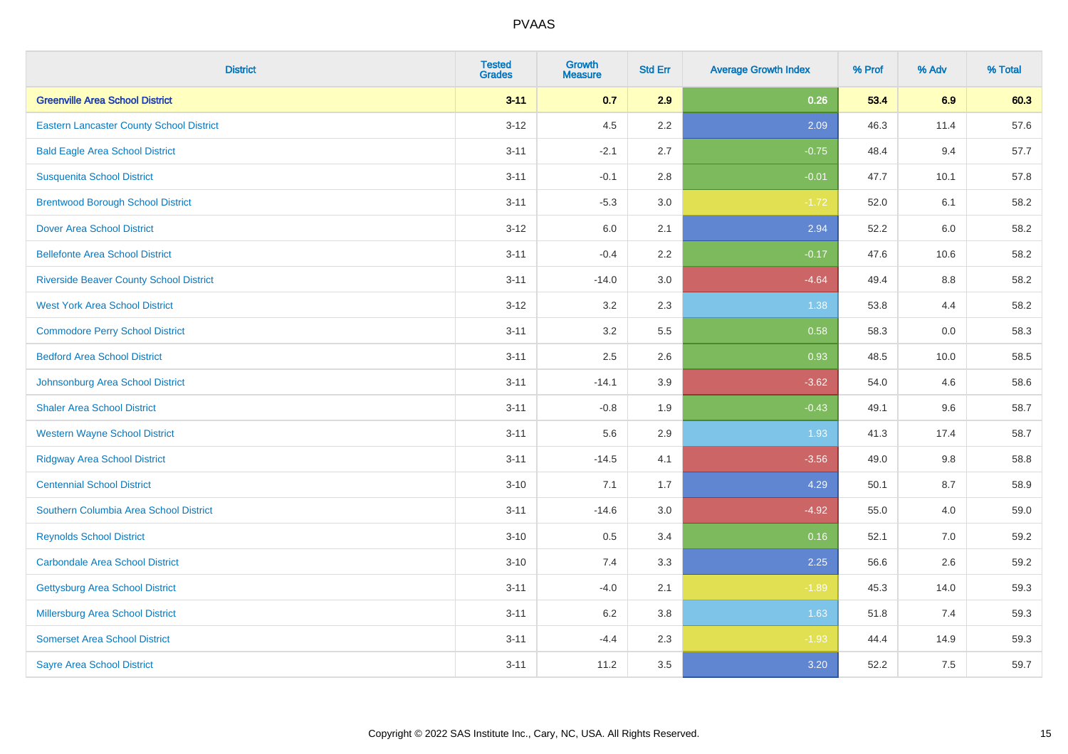| District | Tested Grades | Growth Measure | Std Err | Average Growth Index | % Prof | % Adv | % Total |
|---|---|---|---|---|---|---|---|
| **Greenville Area School District** | **3-11** | **0.7** | **2.9** | **0.26** | **53.4** | **6.9** | **60.3** |
| Eastern Lancaster County School District | 3-12 | 4.5 | 2.2 | 2.09 | 46.3 | 11.4 | 57.6 |
| Bald Eagle Area School District | 3-11 | -2.1 | 2.7 | -0.75 | 48.4 | 9.4 | 57.7 |
| Susquenita School District | 3-11 | -0.1 | 2.8 | -0.01 | 47.7 | 10.1 | 57.8 |
| Brentwood Borough School District | 3-11 | -5.3 | 3.0 | -1.72 | 52.0 | 6.1 | 58.2 |
| Dover Area School District | 3-12 | 6.0 | 2.1 | 2.94 | 52.2 | 6.0 | 58.2 |
| Bellefonte Area School District | 3-11 | -0.4 | 2.2 | -0.17 | 47.6 | 10.6 | 58.2 |
| Riverside Beaver County School District | 3-11 | -14.0 | 3.0 | -4.64 | 49.4 | 8.8 | 58.2 |
| West York Area School District | 3-12 | 3.2 | 2.3 | 1.38 | 53.8 | 4.4 | 58.2 |
| Commodore Perry School District | 3-11 | 3.2 | 5.5 | 0.58 | 58.3 | 0.0 | 58.3 |
| Bedford Area School District | 3-11 | 2.5 | 2.6 | 0.93 | 48.5 | 10.0 | 58.5 |
| Johnsonburg Area School District | 3-11 | -14.1 | 3.9 | -3.62 | 54.0 | 4.6 | 58.6 |
| Shaler Area School District | 3-11 | -0.8 | 1.9 | -0.43 | 49.1 | 9.6 | 58.7 |
| Western Wayne School District | 3-11 | 5.6 | 2.9 | 1.93 | 41.3 | 17.4 | 58.7 |
| Ridgway Area School District | 3-11 | -14.5 | 4.1 | -3.56 | 49.0 | 9.8 | 58.8 |
| Centennial School District | 3-10 | 7.1 | 1.7 | 4.29 | 50.1 | 8.7 | 58.9 |
| Southern Columbia Area School District | 3-11 | -14.6 | 3.0 | -4.92 | 55.0 | 4.0 | 59.0 |
| Reynolds School District | 3-10 | 0.5 | 3.4 | 0.16 | 52.1 | 7.0 | 59.2 |
| Carbondale Area School District | 3-10 | 7.4 | 3.3 | 2.25 | 56.6 | 2.6 | 59.2 |
| Gettysburg Area School District | 3-11 | -4.0 | 2.1 | -1.89 | 45.3 | 14.0 | 59.3 |
| Millersburg Area School District | 3-11 | 6.2 | 3.8 | 1.63 | 51.8 | 7.4 | 59.3 |
| Somerset Area School District | 3-11 | -4.4 | 2.3 | -1.93 | 44.4 | 14.9 | 59.3 |
| Sayre Area School District | 3-11 | 11.2 | 3.5 | 3.20 | 52.2 | 7.5 | 59.7 |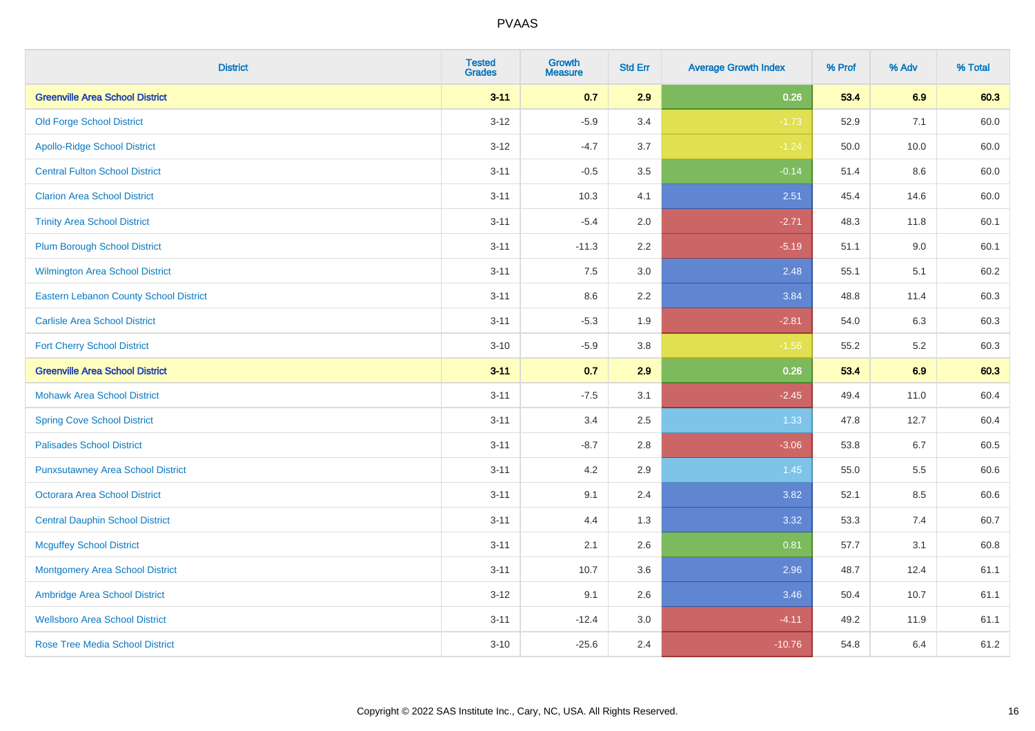# PVAAS

| District | Tested Grades | Growth Measure | Std Err | Average Growth Index | % Prof | % Adv | % Total |
|---|---|---|---|---|---|---|---|
| **Greenville Area School District** | **3-11** | **0.7** | **2.9** | **0.26** | **53.4** | **6.9** | **60.3** |
| Old Forge School District | 3-12 | -5.9 | 3.4 | -1.73 | 52.9 | 7.1 | 60.0 |
| Apollo-Ridge School District | 3-12 | -4.7 | 3.7 | -1.24 | 50.0 | 10.0 | 60.0 |
| Central Fulton School District | 3-11 | -0.5 | 3.5 | -0.14 | 51.4 | 8.6 | 60.0 |
| Clarion Area School District | 3-11 | 10.3 | 4.1 | 2.51 | 45.4 | 14.6 | 60.0 |
| Trinity Area School District | 3-11 | -5.4 | 2.0 | -2.71 | 48.3 | 11.8 | 60.1 |
| Plum Borough School District | 3-11 | -11.3 | 2.2 | -5.19 | 51.1 | 9.0 | 60.1 |
| Wilmington Area School District | 3-11 | 7.5 | 3.0 | 2.48 | 55.1 | 5.1 | 60.2 |
| Eastern Lebanon County School District | 3-11 | 8.6 | 2.2 | 3.84 | 48.8 | 11.4 | 60.3 |
| Carlisle Area School District | 3-11 | -5.3 | 1.9 | -2.81 | 54.0 | 6.3 | 60.3 |
| Fort Cherry School District | 3-10 | -5.9 | 3.8 | -1.56 | 55.2 | 5.2 | 60.3 |
| **Greenville Area School District** | **3-11** | **0.7** | **2.9** | **0.26** | **53.4** | **6.9** | **60.3** |
| Mohawk Area School District | 3-11 | -7.5 | 3.1 | -2.45 | 49.4 | 11.0 | 60.4 |
| Spring Cove School District | 3-11 | 3.4 | 2.5 | 1.33 | 47.8 | 12.7 | 60.4 |
| Palisades School District | 3-11 | -8.7 | 2.8 | -3.06 | 53.8 | 6.7 | 60.5 |
| Punxsutawney Area School District | 3-11 | 4.2 | 2.9 | 1.45 | 55.0 | 5.5 | 60.6 |
| Octorara Area School District | 3-11 | 9.1 | 2.4 | 3.82 | 52.1 | 8.5 | 60.6 |
| Central Dauphin School District | 3-11 | 4.4 | 1.3 | 3.32 | 53.3 | 7.4 | 60.7 |
| Mcguffey School District | 3-11 | 2.1 | 2.6 | 0.81 | 57.7 | 3.1 | 60.8 |
| Montgomery Area School District | 3-11 | 10.7 | 3.6 | 2.96 | 48.7 | 12.4 | 61.1 |
| Ambridge Area School District | 3-12 | 9.1 | 2.6 | 3.46 | 50.4 | 10.7 | 61.1 |
| Wellsboro Area School District | 3-11 | -12.4 | 3.0 | -4.11 | 49.2 | 11.9 | 61.1 |
| Rose Tree Media School District | 3-10 | -25.6 | 2.4 | -10.76 | 54.8 | 6.4 | 61.2 |

Copyright © 2022 SAS Institute Inc., Cary, NC, USA. All Rights Reserved.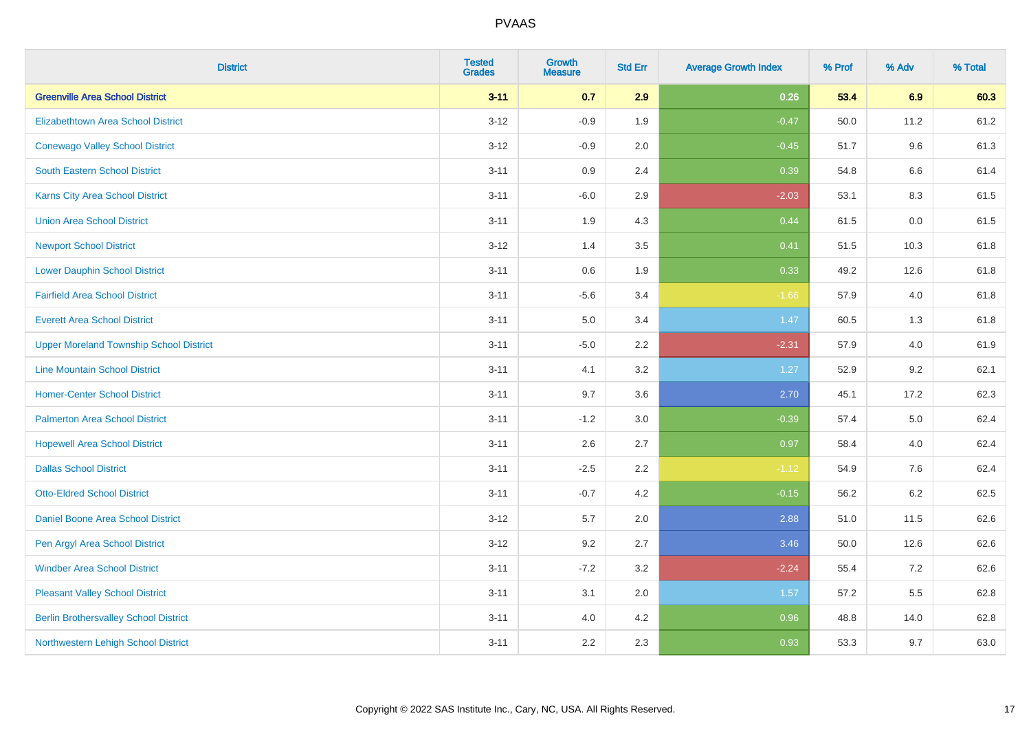# PVAAS

| District | Tested Grades | Growth Measure | Std Err | Average Growth Index | % Prof | % Adv | % Total |
|---|---|---|---|---|---|---|---|
| **Greenville Area School District** | **3-11** | **0.7** | **2.9** | **0.26** | **53.4** | **6.9** | **60.3** |
| Elizabethtown Area School District | 3-12 | -0.9 | 1.9 | -0.47 | 50.0 | 11.2 | 61.2 |
| Conewago Valley School District | 3-12 | -0.9 | 2.0 | -0.45 | 51.7 | 9.6 | 61.3 |
| South Eastern School District | 3-11 | 0.9 | 2.4 | 0.39 | 54.8 | 6.6 | 61.4 |
| Karns City Area School District | 3-11 | -6.0 | 2.9 | -2.03 | 53.1 | 8.3 | 61.5 |
| Union Area School District | 3-11 | 1.9 | 4.3 | 0.44 | 61.5 | 0.0 | 61.5 |
| Newport School District | 3-12 | 1.4 | 3.5 | 0.41 | 51.5 | 10.3 | 61.8 |
| Lower Dauphin School District | 3-11 | 0.6 | 1.9 | 0.33 | 49.2 | 12.6 | 61.8 |
| Fairfield Area School District | 3-11 | -5.6 | 3.4 | -1.66 | 57.9 | 4.0 | 61.8 |
| Everett Area School District | 3-11 | 5.0 | 3.4 | 1.47 | 60.5 | 1.3 | 61.8 |
| Upper Moreland Township School District | 3-11 | -5.0 | 2.2 | -2.31 | 57.9 | 4.0 | 61.9 |
| Line Mountain School District | 3-11 | 4.1 | 3.2 | 1.27 | 52.9 | 9.2 | 62.1 |
| Homer-Center School District | 3-11 | 9.7 | 3.6 | 2.70 | 45.1 | 17.2 | 62.3 |
| Palmerton Area School District | 3-11 | -1.2 | 3.0 | -0.39 | 57.4 | 5.0 | 62.4 |
| Hopewell Area School District | 3-11 | 2.6 | 2.7 | 0.97 | 58.4 | 4.0 | 62.4 |
| Dallas School District | 3-11 | -2.5 | 2.2 | -1.12 | 54.9 | 7.6 | 62.4 |
| Otto-Eldred School District | 3-11 | -0.7 | 4.2 | -0.15 | 56.2 | 6.2 | 62.5 |
| Daniel Boone Area School District | 3-12 | 5.7 | 2.0 | 2.88 | 51.0 | 11.5 | 62.6 |
| Pen Argyl Area School District | 3-12 | 9.2 | 2.7 | 3.46 | 50.0 | 12.6 | 62.6 |
| Windber Area School District | 3-11 | -7.2 | 3.2 | -2.24 | 55.4 | 7.2 | 62.6 |
| Pleasant Valley School District | 3-11 | 3.1 | 2.0 | 1.57 | 57.2 | 5.5 | 62.8 |
| Berlin Brothersvalley School District | 3-11 | 4.0 | 4.2 | 0.96 | 48.8 | 14.0 | 62.8 |
| Northwestern Lehigh School District | 3-11 | 2.2 | 2.3 | 0.93 | 53.3 | 9.7 | 63.0 |

Copyright © 2022 SAS Institute Inc., Cary, NC, USA. All Rights Reserved.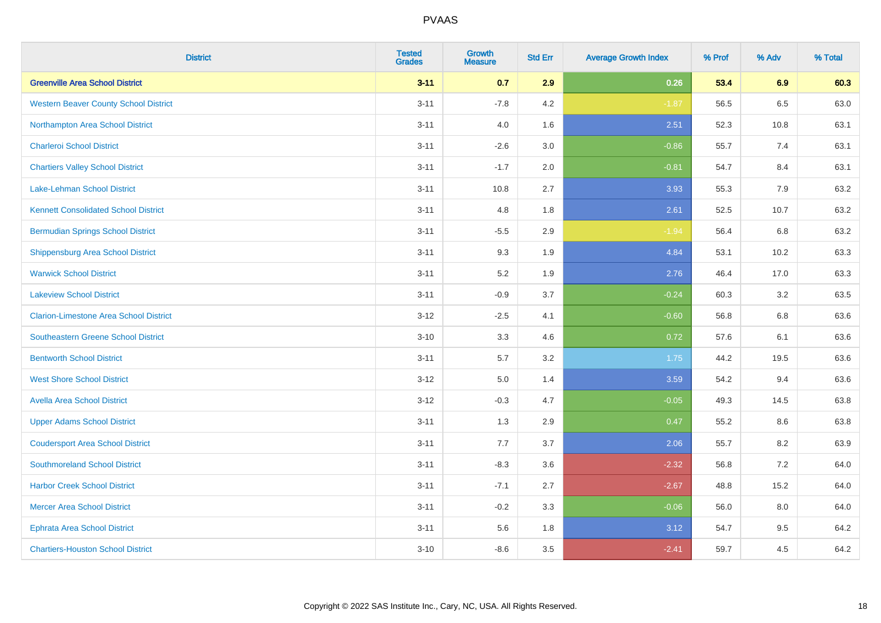# PVAAS

| District | Tested Grades | Growth Measure | Std Err | Average Growth Index | % Prof | % Adv | % Total |
|---|---|---|---|---|---|---|---|
| **Greenville Area School District** | **3-11** | **0.7** | **2.9** | **0.26** | **53.4** | **6.9** | **60.3** |
| Western Beaver County School District | 3-11 | -7.8 | 4.2 | -1.87 | 56.5 | 6.5 | 63.0 |
| Northampton Area School District | 3-11 | 4.0 | 1.6 | 2.51 | 52.3 | 10.8 | 63.1 |
| Charleroi School District | 3-11 | -2.6 | 3.0 | -0.86 | 55.7 | 7.4 | 63.1 |
| Chartiers Valley School District | 3-11 | -1.7 | 2.0 | -0.81 | 54.7 | 8.4 | 63.1 |
| Lake-Lehman School District | 3-11 | 10.8 | 2.7 | 3.93 | 55.3 | 7.9 | 63.2 |
| Kennett Consolidated School District | 3-11 | 4.8 | 1.8 | 2.61 | 52.5 | 10.7 | 63.2 |
| Bermudian Springs School District | 3-11 | -5.5 | 2.9 | -1.94 | 56.4 | 6.8 | 63.2 |
| Shippensburg Area School District | 3-11 | 9.3 | 1.9 | 4.84 | 53.1 | 10.2 | 63.3 |
| Warwick School District | 3-11 | 5.2 | 1.9 | 2.76 | 46.4 | 17.0 | 63.3 |
| Lakeview School District | 3-11 | -0.9 | 3.7 | -0.24 | 60.3 | 3.2 | 63.5 |
| Clarion-Limestone Area School District | 3-12 | -2.5 | 4.1 | -0.60 | 56.8 | 6.8 | 63.6 |
| Southeastern Greene School District | 3-10 | 3.3 | 4.6 | 0.72 | 57.6 | 6.1 | 63.6 |
| Bentworth School District | 3-11 | 5.7 | 3.2 | 1.75 | 44.2 | 19.5 | 63.6 |
| West Shore School District | 3-12 | 5.0 | 1.4 | 3.59 | 54.2 | 9.4 | 63.6 |
| Avella Area School District | 3-12 | -0.3 | 4.7 | -0.05 | 49.3 | 14.5 | 63.8 |
| Upper Adams School District | 3-11 | 1.3 | 2.9 | 0.47 | 55.2 | 8.6 | 63.8 |
| Coudersport Area School District | 3-11 | 7.7 | 3.7 | 2.06 | 55.7 | 8.2 | 63.9 |
| Southmoreland School District | 3-11 | -8.3 | 3.6 | -2.32 | 56.8 | 7.2 | 64.0 |
| Harbor Creek School District | 3-11 | -7.1 | 2.7 | -2.67 | 48.8 | 15.2 | 64.0 |
| Mercer Area School District | 3-11 | -0.2 | 3.3 | -0.06 | 56.0 | 8.0 | 64.0 |
| Ephrata Area School District | 3-11 | 5.6 | 1.8 | 3.12 | 54.7 | 9.5 | 64.2 |
| Chartiers-Houston School District | 3-10 | -8.6 | 3.5 | -2.41 | 59.7 | 4.5 | 64.2 |

Copyright © 2022 SAS Institute Inc., Cary, NC, USA. All Rights Reserved.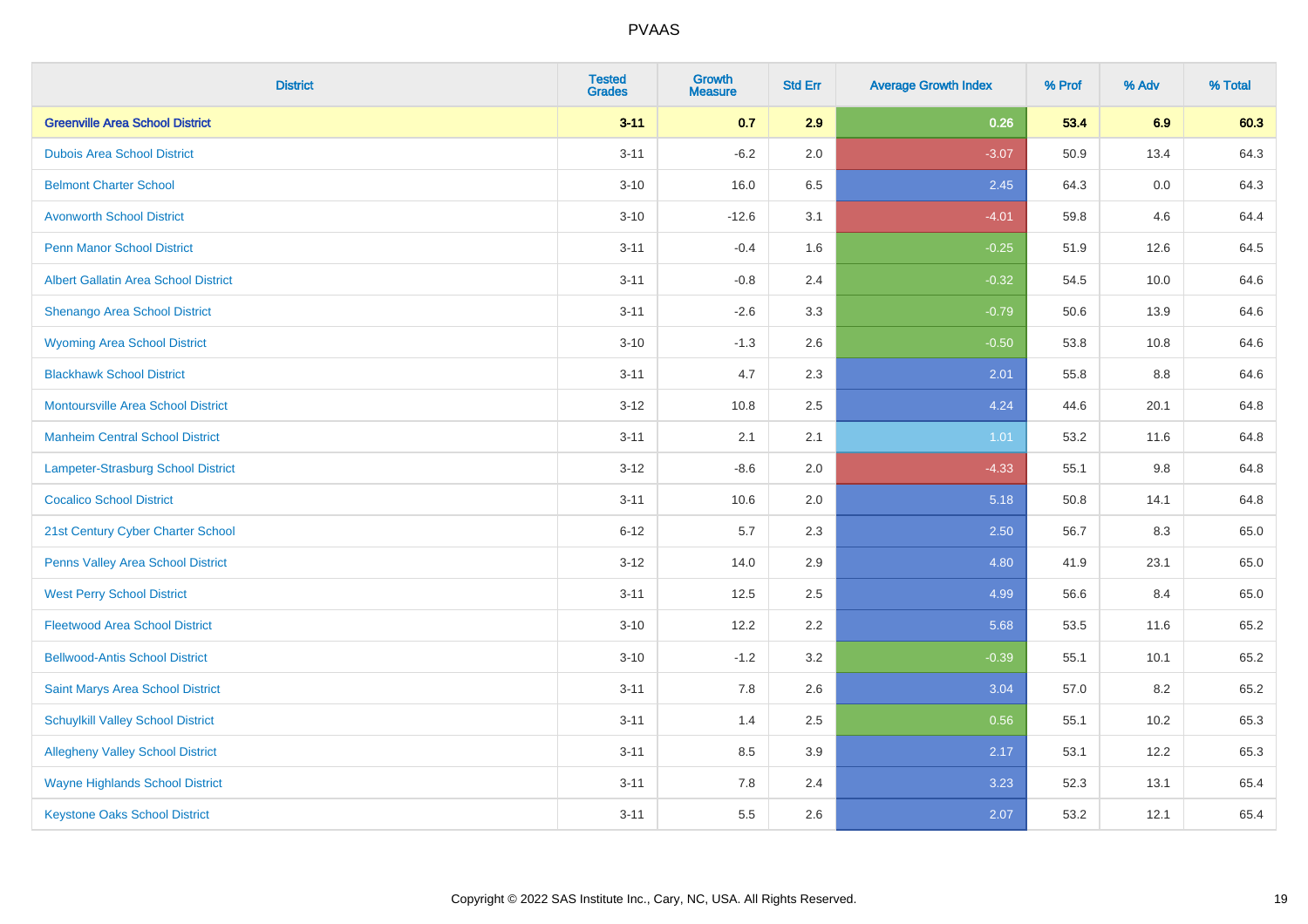# PVAAS

| District | Tested Grades | Growth Measure | Std Err | Average Growth Index | % Prof | % Adv | % Total |
|---|---|---|---|---|---|---|---|
| **Greenville Area School District** | **3-11** | **0.7** | **2.9** | **0.26** | **53.4** | **6.9** | **60.3** |
| Dubois Area School District | 3-11 | -6.2 | 2.0 | -3.07 | 50.9 | 13.4 | 64.3 |
| Belmont Charter School | 3-10 | 16.0 | 6.5 | 2.45 | 64.3 | 0.0 | 64.3 |
| Avonworth School District | 3-10 | -12.6 | 3.1 | -4.01 | 59.8 | 4.6 | 64.4 |
| Penn Manor School District | 3-11 | -0.4 | 1.6 | -0.25 | 51.9 | 12.6 | 64.5 |
| Albert Gallatin Area School District | 3-11 | -0.8 | 2.4 | -0.32 | 54.5 | 10.0 | 64.6 |
| Shenango Area School District | 3-11 | -2.6 | 3.3 | -0.79 | 50.6 | 13.9 | 64.6 |
| Wyoming Area School District | 3-10 | -1.3 | 2.6 | -0.50 | 53.8 | 10.8 | 64.6 |
| Blackhawk School District | 3-11 | 4.7 | 2.3 | 2.01 | 55.8 | 8.8 | 64.6 |
| Montoursville Area School District | 3-12 | 10.8 | 2.5 | 4.24 | 44.6 | 20.1 | 64.8 |
| Manheim Central School District | 3-11 | 2.1 | 2.1 | 1.01 | 53.2 | 11.6 | 64.8 |
| Lampeter-Strasburg School District | 3-12 | -8.6 | 2.0 | -4.33 | 55.1 | 9.8 | 64.8 |
| Cocalico School District | 3-11 | 10.6 | 2.0 | 5.18 | 50.8 | 14.1 | 64.8 |
| 21st Century Cyber Charter School | 6-12 | 5.7 | 2.3 | 2.50 | 56.7 | 8.3 | 65.0 |
| Penns Valley Area School District | 3-12 | 14.0 | 2.9 | 4.80 | 41.9 | 23.1 | 65.0 |
| West Perry School District | 3-11 | 12.5 | 2.5 | 4.99 | 56.6 | 8.4 | 65.0 |
| Fleetwood Area School District | 3-10 | 12.2 | 2.2 | 5.68 | 53.5 | 11.6 | 65.2 |
| Bellwood-Antis School District | 3-10 | -1.2 | 3.2 | -0.39 | 55.1 | 10.1 | 65.2 |
| Saint Marys Area School District | 3-11 | 7.8 | 2.6 | 3.04 | 57.0 | 8.2 | 65.2 |
| Schuylkill Valley School District | 3-11 | 1.4 | 2.5 | 0.56 | 55.1 | 10.2 | 65.3 |
| Allegheny Valley School District | 3-11 | 8.5 | 3.9 | 2.17 | 53.1 | 12.2 | 65.3 |
| Wayne Highlands School District | 3-11 | 7.8 | 2.4 | 3.23 | 52.3 | 13.1 | 65.4 |
| Keystone Oaks School District | 3-11 | 5.5 | 2.6 | 2.07 | 53.2 | 12.1 | 65.4 |

Copyright © 2022 SAS Institute Inc., Cary, NC, USA. All Rights Reserved.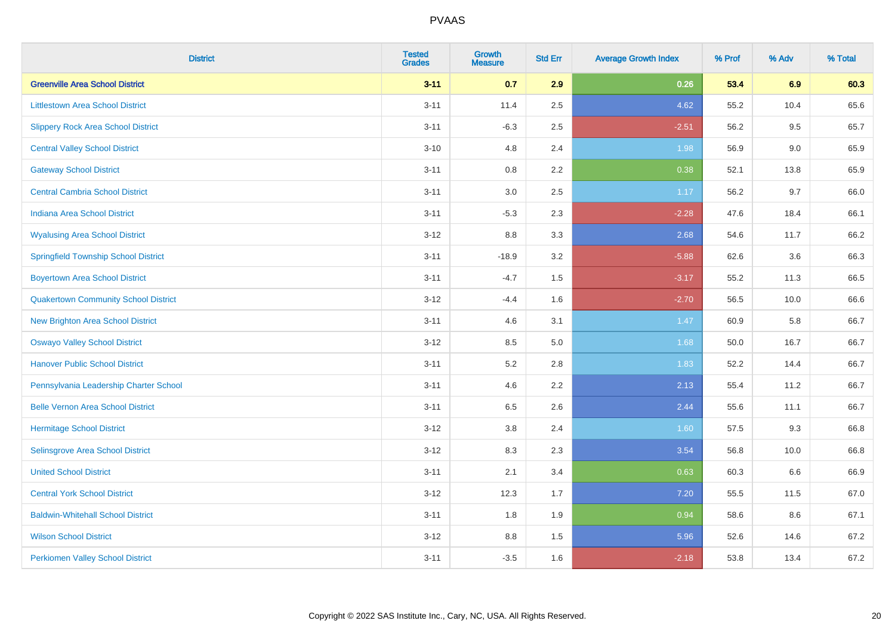# PVAAS

| District | Tested Grades | Growth Measure | Std Err | Average Growth Index | % Prof | % Adv | % Total |
|---|---|---|---|---|---|---|---|
| **Greenville Area School District** | **3-11** | **0.7** | **2.9** | **0.26** | **53.4** | **6.9** | **60.3** |
| Littlestown Area School District | 3-11 | 11.4 | 2.5 | 4.62 | 55.2 | 10.4 | 65.6 |
| Slippery Rock Area School District | 3-11 | -6.3 | 2.5 | -2.51 | 56.2 | 9.5 | 65.7 |
| Central Valley School District | 3-10 | 4.8 | 2.4 | 1.98 | 56.9 | 9.0 | 65.9 |
| Gateway School District | 3-11 | 0.8 | 2.2 | 0.38 | 52.1 | 13.8 | 65.9 |
| Central Cambria School District | 3-11 | 3.0 | 2.5 | 1.17 | 56.2 | 9.7 | 66.0 |
| Indiana Area School District | 3-11 | -5.3 | 2.3 | -2.28 | 47.6 | 18.4 | 66.1 |
| Wyalusing Area School District | 3-12 | 8.8 | 3.3 | 2.68 | 54.6 | 11.7 | 66.2 |
| Springfield Township School District | 3-11 | -18.9 | 3.2 | -5.88 | 62.6 | 3.6 | 66.3 |
| Boyertown Area School District | 3-11 | -4.7 | 1.5 | -3.17 | 55.2 | 11.3 | 66.5 |
| Quakertown Community School District | 3-12 | -4.4 | 1.6 | -2.70 | 56.5 | 10.0 | 66.6 |
| New Brighton Area School District | 3-11 | 4.6 | 3.1 | 1.47 | 60.9 | 5.8 | 66.7 |
| Oswayo Valley School District | 3-12 | 8.5 | 5.0 | 1.68 | 50.0 | 16.7 | 66.7 |
| Hanover Public School District | 3-11 | 5.2 | 2.8 | 1.83 | 52.2 | 14.4 | 66.7 |
| Pennsylvania Leadership Charter School | 3-11 | 4.6 | 2.2 | 2.13 | 55.4 | 11.2 | 66.7 |
| Belle Vernon Area School District | 3-11 | 6.5 | 2.6 | 2.44 | 55.6 | 11.1 | 66.7 |
| Hermitage School District | 3-12 | 3.8 | 2.4 | 1.60 | 57.5 | 9.3 | 66.8 |
| Selinsgrove Area School District | 3-12 | 8.3 | 2.3 | 3.54 | 56.8 | 10.0 | 66.8 |
| United School District | 3-11 | 2.1 | 3.4 | 0.63 | 60.3 | 6.6 | 66.9 |
| Central York School District | 3-12 | 12.3 | 1.7 | 7.20 | 55.5 | 11.5 | 67.0 |
| Baldwin-Whitehall School District | 3-11 | 1.8 | 1.9 | 0.94 | 58.6 | 8.6 | 67.1 |
| Wilson School District | 3-12 | 8.8 | 1.5 | 5.96 | 52.6 | 14.6 | 67.2 |
| Perkiomen Valley School District | 3-11 | -3.5 | 1.6 | -2.18 | 53.8 | 13.4 | 67.2 |

Copyright © 2022 SAS Institute Inc., Cary, NC, USA. All Rights Reserved.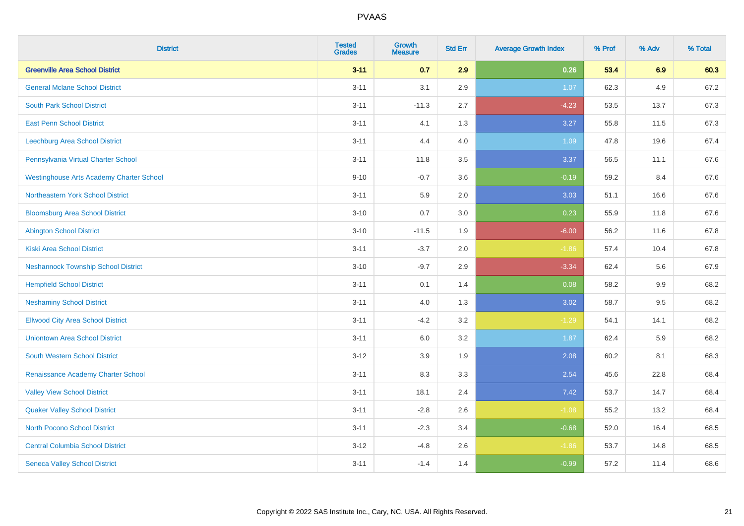| District | Tested Grades | Growth Measure | Std Err | Average Growth Index | % Prof | % Adv | % Total |
|---|---|---|---|---|---|---|---|
| **Greenville Area School District** | **3-11** | **0.7** | **2.9** | **0.26** | **53.4** | **6.9** | **60.3** |
| General Mclane School District | 3-11 | 3.1 | 2.9 | 1.07 | 62.3 | 4.9 | 67.2 |
| South Park School District | 3-11 | -11.3 | 2.7 | -4.23 | 53.5 | 13.7 | 67.3 |
| East Penn School District | 3-11 | 4.1 | 1.3 | 3.27 | 55.8 | 11.5 | 67.3 |
| Leechburg Area School District | 3-11 | 4.4 | 4.0 | 1.09 | 47.8 | 19.6 | 67.4 |
| Pennsylvania Virtual Charter School | 3-11 | 11.8 | 3.5 | 3.37 | 56.5 | 11.1 | 67.6 |
| Westinghouse Arts Academy Charter School | 9-10 | -0.7 | 3.6 | -0.19 | 59.2 | 8.4 | 67.6 |
| Northeastern York School District | 3-11 | 5.9 | 2.0 | 3.03 | 51.1 | 16.6 | 67.6 |
| Bloomsburg Area School District | 3-10 | 0.7 | 3.0 | 0.23 | 55.9 | 11.8 | 67.6 |
| Abington School District | 3-10 | -11.5 | 1.9 | -6.00 | 56.2 | 11.6 | 67.8 |
| Kiski Area School District | 3-11 | -3.7 | 2.0 | -1.86 | 57.4 | 10.4 | 67.8 |
| Neshannock Township School District | 3-10 | -9.7 | 2.9 | -3.34 | 62.4 | 5.6 | 67.9 |
| Hempfield School District | 3-11 | 0.1 | 1.4 | 0.08 | 58.2 | 9.9 | 68.2 |
| Neshaminy School District | 3-11 | 4.0 | 1.3 | 3.02 | 58.7 | 9.5 | 68.2 |
| Ellwood City Area School District | 3-11 | -4.2 | 3.2 | -1.29 | 54.1 | 14.1 | 68.2 |
| Uniontown Area School District | 3-11 | 6.0 | 3.2 | 1.87 | 62.4 | 5.9 | 68.2 |
| South Western School District | 3-12 | 3.9 | 1.9 | 2.08 | 60.2 | 8.1 | 68.3 |
| Renaissance Academy Charter School | 3-11 | 8.3 | 3.3 | 2.54 | 45.6 | 22.8 | 68.4 |
| Valley View School District | 3-11 | 18.1 | 2.4 | 7.42 | 53.7 | 14.7 | 68.4 |
| Quaker Valley School District | 3-11 | -2.8 | 2.6 | -1.08 | 55.2 | 13.2 | 68.4 |
| North Pocono School District | 3-11 | -2.3 | 3.4 | -0.68 | 52.0 | 16.4 | 68.5 |
| Central Columbia School District | 3-12 | -4.8 | 2.6 | -1.86 | 53.7 | 14.8 | 68.5 |
| Seneca Valley School District | 3-11 | -1.4 | 1.4 | -0.99 | 57.2 | 11.4 | 68.6 |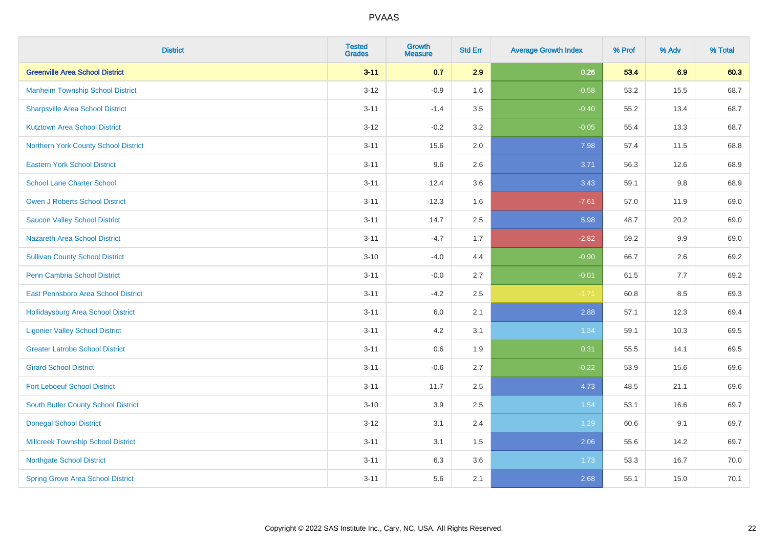| District | Tested Grades | Growth Measure | Std Err | Average Growth Index | % Prof | % Adv | % Total |
|---|---|---|---|---|---|---|---|
| **Greenville Area School District** | **3-11** | **0.7** | **2.9** | **0.26** | **53.4** | **6.9** | **60.3** |
| Manheim Township School District | 3-12 | -0.9 | 1.6 | -0.58 | 53.2 | 15.5 | 68.7 |
| Sharpsville Area School District | 3-11 | -1.4 | 3.5 | -0.40 | 55.2 | 13.4 | 68.7 |
| Kutztown Area School District | 3-12 | -0.2 | 3.2 | -0.05 | 55.4 | 13.3 | 68.7 |
| Northern York County School District | 3-11 | 15.6 | 2.0 | 7.98 | 57.4 | 11.5 | 68.8 |
| Eastern York School District | 3-11 | 9.6 | 2.6 | 3.71 | 56.3 | 12.6 | 68.9 |
| School Lane Charter School | 3-11 | 12.4 | 3.6 | 3.43 | 59.1 | 9.8 | 68.9 |
| Owen J Roberts School District | 3-11 | -12.3 | 1.6 | -7.61 | 57.0 | 11.9 | 69.0 |
| Saucon Valley School District | 3-11 | 14.7 | 2.5 | 5.98 | 48.7 | 20.2 | 69.0 |
| Nazareth Area School District | 3-11 | -4.7 | 1.7 | -2.82 | 59.2 | 9.9 | 69.0 |
| Sullivan County School District | 3-10 | -4.0 | 4.4 | -0.90 | 66.7 | 2.6 | 69.2 |
| Penn Cambria School District | 3-11 | -0.0 | 2.7 | -0.01 | 61.5 | 7.7 | 69.2 |
| East Pennsboro Area School District | 3-11 | -4.2 | 2.5 | -1.71 | 60.8 | 8.5 | 69.3 |
| Hollidaysburg Area School District | 3-11 | 6.0 | 2.1 | 2.88 | 57.1 | 12.3 | 69.4 |
| Ligonier Valley School District | 3-11 | 4.2 | 3.1 | 1.34 | 59.1 | 10.3 | 69.5 |
| Greater Latrobe School District | 3-11 | 0.6 | 1.9 | 0.31 | 55.5 | 14.1 | 69.5 |
| Girard School District | 3-11 | -0.6 | 2.7 | -0.22 | 53.9 | 15.6 | 69.6 |
| Fort Leboeuf School District | 3-11 | 11.7 | 2.5 | 4.73 | 48.5 | 21.1 | 69.6 |
| South Butler County School District | 3-10 | 3.9 | 2.5 | 1.54 | 53.1 | 16.6 | 69.7 |
| Donegal School District | 3-12 | 3.1 | 2.4 | 1.29 | 60.6 | 9.1 | 69.7 |
| Millcreek Township School District | 3-11 | 3.1 | 1.5 | 2.06 | 55.6 | 14.2 | 69.7 |
| Northgate School District | 3-11 | 6.3 | 3.6 | 1.73 | 53.3 | 16.7 | 70.0 |
| Spring Grove Area School District | 3-11 | 5.6 | 2.1 | 2.68 | 55.1 | 15.0 | 70.1 |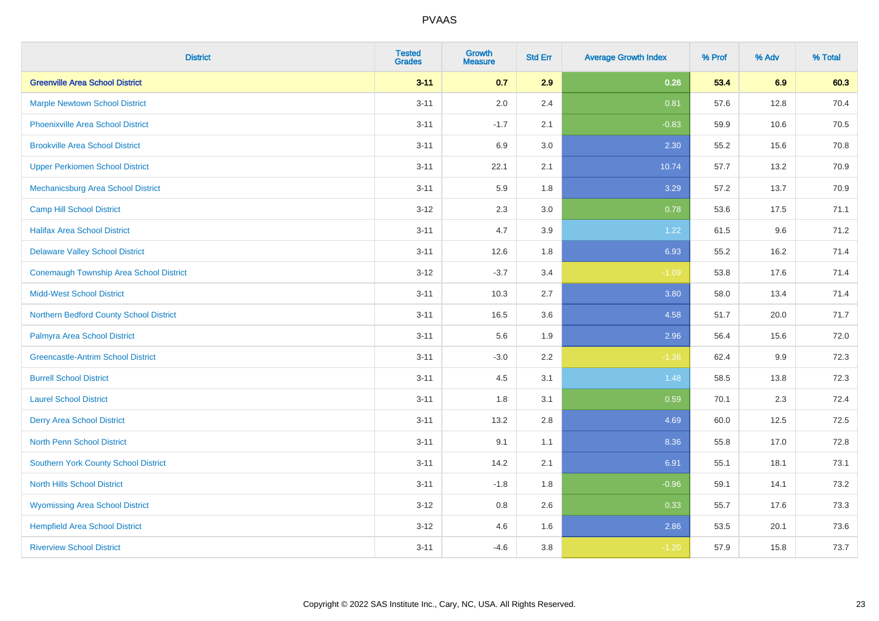# PVAAS

| District | Tested Grades | Growth Measure | Std Err | Average Growth Index | % Prof | % Adv | % Total |
|---|---|---|---|---|---|---|---|
| **Greenville Area School District** | **3-11** | **0.7** | **2.9** | **0.26** | **53.4** | **6.9** | **60.3** |
| Marple Newtown School District | 3-11 | 2.0 | 2.4 | 0.81 | 57.6 | 12.8 | 70.4 |
| Phoenixville Area School District | 3-11 | -1.7 | 2.1 | -0.83 | 59.9 | 10.6 | 70.5 |
| Brookville Area School District | 3-11 | 6.9 | 3.0 | 2.30 | 55.2 | 15.6 | 70.8 |
| Upper Perkiomen School District | 3-11 | 22.1 | 2.1 | 10.74 | 57.7 | 13.2 | 70.9 |
| Mechanicsburg Area School District | 3-11 | 5.9 | 1.8 | 3.29 | 57.2 | 13.7 | 70.9 |
| Camp Hill School District | 3-12 | 2.3 | 3.0 | 0.78 | 53.6 | 17.5 | 71.1 |
| Halifax Area School District | 3-11 | 4.7 | 3.9 | 1.22 | 61.5 | 9.6 | 71.2 |
| Delaware Valley School District | 3-11 | 12.6 | 1.8 | 6.93 | 55.2 | 16.2 | 71.4 |
| Conemaugh Township Area School District | 3-12 | -3.7 | 3.4 | -1.09 | 53.8 | 17.6 | 71.4 |
| Midd-West School District | 3-11 | 10.3 | 2.7 | 3.80 | 58.0 | 13.4 | 71.4 |
| Northern Bedford County School District | 3-11 | 16.5 | 3.6 | 4.58 | 51.7 | 20.0 | 71.7 |
| Palmyra Area School District | 3-11 | 5.6 | 1.9 | 2.96 | 56.4 | 15.6 | 72.0 |
| Greencastle-Antrim School District | 3-11 | -3.0 | 2.2 | -1.36 | 62.4 | 9.9 | 72.3 |
| Burrell School District | 3-11 | 4.5 | 3.1 | 1.48 | 58.5 | 13.8 | 72.3 |
| Laurel School District | 3-11 | 1.8 | 3.1 | 0.59 | 70.1 | 2.3 | 72.4 |
| Derry Area School District | 3-11 | 13.2 | 2.8 | 4.69 | 60.0 | 12.5 | 72.5 |
| North Penn School District | 3-11 | 9.1 | 1.1 | 8.36 | 55.8 | 17.0 | 72.8 |
| Southern York County School District | 3-11 | 14.2 | 2.1 | 6.91 | 55.1 | 18.1 | 73.1 |
| North Hills School District | 3-11 | -1.8 | 1.8 | -0.96 | 59.1 | 14.1 | 73.2 |
| Wyomissing Area School District | 3-12 | 0.8 | 2.6 | 0.33 | 55.7 | 17.6 | 73.3 |
| Hempfield Area School District | 3-12 | 4.6 | 1.6 | 2.86 | 53.5 | 20.1 | 73.6 |
| Riverview School District | 3-11 | -4.6 | 3.8 | -1.20 | 57.9 | 15.8 | 73.7 |

Copyright © 2022 SAS Institute Inc., Cary, NC, USA. All Rights Reserved.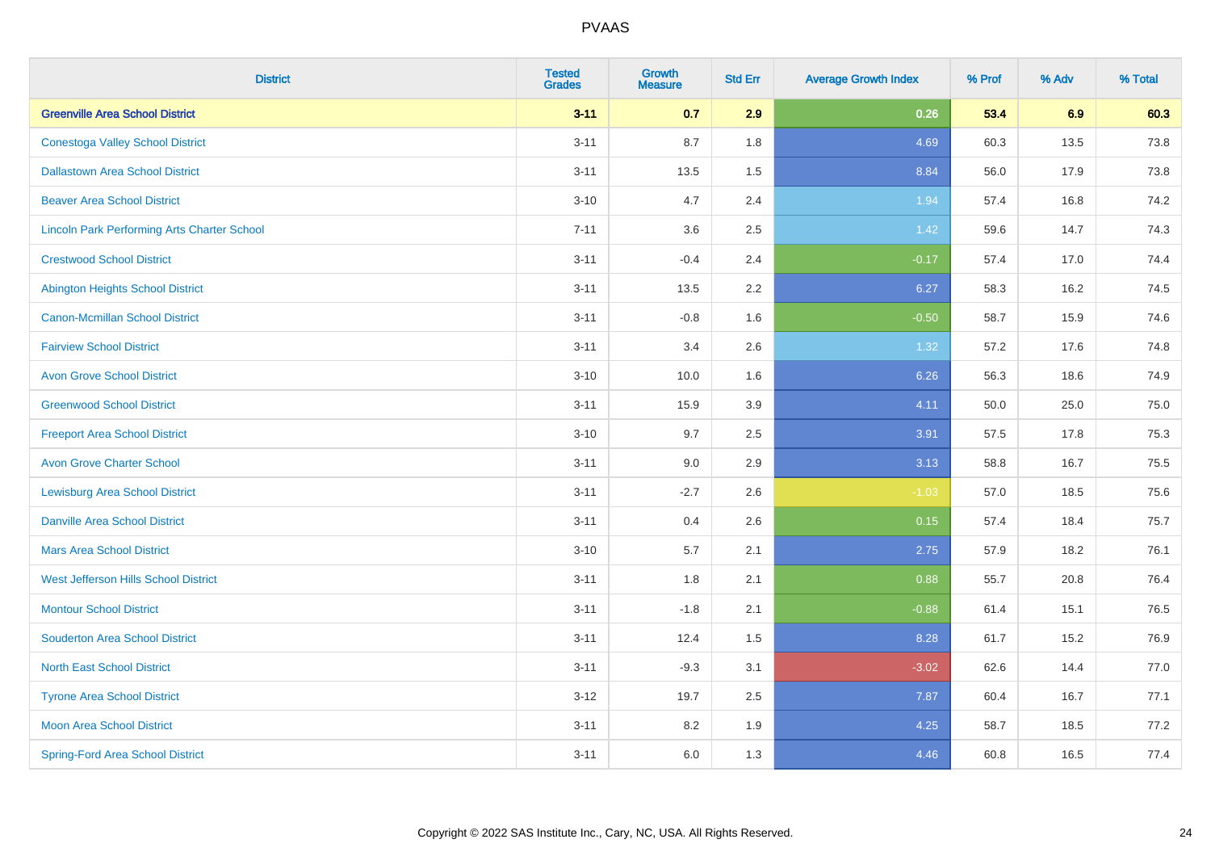# PVAAS

| District | Tested Grades | Growth Measure | Std Err | Average Growth Index | % Prof | % Adv | % Total |
|---|---|---|---|---|---|---|---|
| **Greenville Area School District** | **3-11** | **0.7** | **2.9** | **0.26** | **53.4** | **6.9** | **60.3** |
| Conestoga Valley School District | 3-11 | 8.7 | 1.8 | 4.69 | 60.3 | 13.5 | 73.8 |
| Dallastown Area School District | 3-11 | 13.5 | 1.5 | 8.84 | 56.0 | 17.9 | 73.8 |
| Beaver Area School District | 3-10 | 4.7 | 2.4 | 1.94 | 57.4 | 16.8 | 74.2 |
| Lincoln Park Performing Arts Charter School | 7-11 | 3.6 | 2.5 | 1.42 | 59.6 | 14.7 | 74.3 |
| Crestwood School District | 3-11 | -0.4 | 2.4 | -0.17 | 57.4 | 17.0 | 74.4 |
| Abington Heights School District | 3-11 | 13.5 | 2.2 | 6.27 | 58.3 | 16.2 | 74.5 |
| Canon-Mcmillan School District | 3-11 | -0.8 | 1.6 | -0.50 | 58.7 | 15.9 | 74.6 |
| Fairview School District | 3-11 | 3.4 | 2.6 | 1.32 | 57.2 | 17.6 | 74.8 |
| Avon Grove School District | 3-10 | 10.0 | 1.6 | 6.26 | 56.3 | 18.6 | 74.9 |
| Greenwood School District | 3-11 | 15.9 | 3.9 | 4.11 | 50.0 | 25.0 | 75.0 |
| Freeport Area School District | 3-10 | 9.7 | 2.5 | 3.91 | 57.5 | 17.8 | 75.3 |
| Avon Grove Charter School | 3-11 | 9.0 | 2.9 | 3.13 | 58.8 | 16.7 | 75.5 |
| Lewisburg Area School District | 3-11 | -2.7 | 2.6 | -1.03 | 57.0 | 18.5 | 75.6 |
| Danville Area School District | 3-11 | 0.4 | 2.6 | 0.15 | 57.4 | 18.4 | 75.7 |
| Mars Area School District | 3-10 | 5.7 | 2.1 | 2.75 | 57.9 | 18.2 | 76.1 |
| West Jefferson Hills School District | 3-11 | 1.8 | 2.1 | 0.88 | 55.7 | 20.8 | 76.4 |
| Montour School District | 3-11 | -1.8 | 2.1 | -0.88 | 61.4 | 15.1 | 76.5 |
| Souderton Area School District | 3-11 | 12.4 | 1.5 | 8.28 | 61.7 | 15.2 | 76.9 |
| North East School District | 3-11 | -9.3 | 3.1 | -3.02 | 62.6 | 14.4 | 77.0 |
| Tyrone Area School District | 3-12 | 19.7 | 2.5 | 7.87 | 60.4 | 16.7 | 77.1 |
| Moon Area School District | 3-11 | 8.2 | 1.9 | 4.25 | 58.7 | 18.5 | 77.2 |
| Spring-Ford Area School District | 3-11 | 6.0 | 1.3 | 4.46 | 60.8 | 16.5 | 77.4 |

Copyright © 2022 SAS Institute Inc., Cary, NC, USA. All Rights Reserved.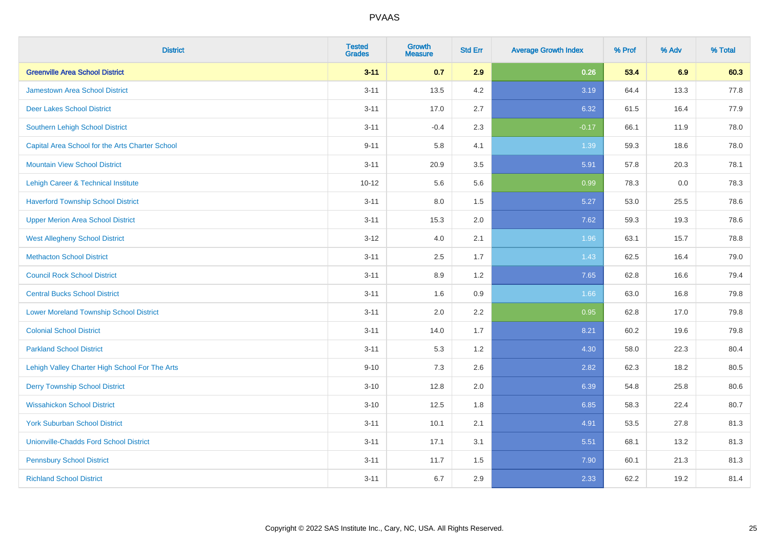# PVAAS

| District | Tested Grades | Growth Measure | Std Err | Average Growth Index | % Prof | % Adv | % Total |
|---|---|---|---|---|---|---|---|
| **Greenville Area School District** | **3-11** | **0.7** | **2.9** | **0.26** | **53.4** | **6.9** | **60.3** |
| Jamestown Area School District | 3-11 | 13.5 | 4.2 | 3.19 | 64.4 | 13.3 | 77.8 |
| Deer Lakes School District | 3-11 | 17.0 | 2.7 | 6.32 | 61.5 | 16.4 | 77.9 |
| Southern Lehigh School District | 3-11 | -0.4 | 2.3 | -0.17 | 66.1 | 11.9 | 78.0 |
| Capital Area School for the Arts Charter School | 9-11 | 5.8 | 4.1 | 1.39 | 59.3 | 18.6 | 78.0 |
| Mountain View School District | 3-11 | 20.9 | 3.5 | 5.91 | 57.8 | 20.3 | 78.1 |
| Lehigh Career & Technical Institute | 10-12 | 5.6 | 5.6 | 0.99 | 78.3 | 0.0 | 78.3 |
| Haverford Township School District | 3-11 | 8.0 | 1.5 | 5.27 | 53.0 | 25.5 | 78.6 |
| Upper Merion Area School District | 3-11 | 15.3 | 2.0 | 7.62 | 59.3 | 19.3 | 78.6 |
| West Allegheny School District | 3-12 | 4.0 | 2.1 | 1.96 | 63.1 | 15.7 | 78.8 |
| Methacton School District | 3-11 | 2.5 | 1.7 | 1.43 | 62.5 | 16.4 | 79.0 |
| Council Rock School District | 3-11 | 8.9 | 1.2 | 7.65 | 62.8 | 16.6 | 79.4 |
| Central Bucks School District | 3-11 | 1.6 | 0.9 | 1.66 | 63.0 | 16.8 | 79.8 |
| Lower Moreland Township School District | 3-11 | 2.0 | 2.2 | 0.95 | 62.8 | 17.0 | 79.8 |
| Colonial School District | 3-11 | 14.0 | 1.7 | 8.21 | 60.2 | 19.6 | 79.8 |
| Parkland School District | 3-11 | 5.3 | 1.2 | 4.30 | 58.0 | 22.3 | 80.4 |
| Lehigh Valley Charter High School For The Arts | 9-10 | 7.3 | 2.6 | 2.82 | 62.3 | 18.2 | 80.5 |
| Derry Township School District | 3-10 | 12.8 | 2.0 | 6.39 | 54.8 | 25.8 | 80.6 |
| Wissahickon School District | 3-10 | 12.5 | 1.8 | 6.85 | 58.3 | 22.4 | 80.7 |
| York Suburban School District | 3-11 | 10.1 | 2.1 | 4.91 | 53.5 | 27.8 | 81.3 |
| Unionville-Chadds Ford School District | 3-11 | 17.1 | 3.1 | 5.51 | 68.1 | 13.2 | 81.3 |
| Pennsbury School District | 3-11 | 11.7 | 1.5 | 7.90 | 60.1 | 21.3 | 81.3 |
| Richland School District | 3-11 | 6.7 | 2.9 | 2.33 | 62.2 | 19.2 | 81.4 |

Copyright © 2022 SAS Institute Inc., Cary, NC, USA. All Rights Reserved.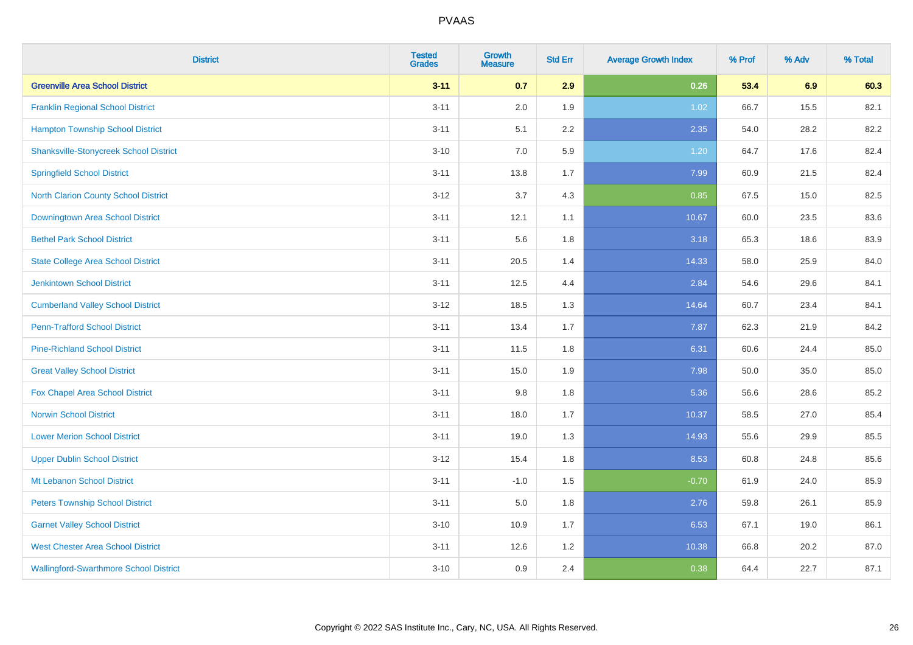| District | Tested Grades | Growth Measure | Std Err | Average Growth Index | % Prof | % Adv | % Total |
|---|---|---|---|---|---|---|---|
| **Greenville Area School District** | **3-11** | **0.7** | **2.9** | **0.26** | **53.4** | **6.9** | **60.3** |
| Franklin Regional School District | 3-11 | 2.0 | 1.9 | 1.02 | 66.7 | 15.5 | 82.1 |
| Hampton Township School District | 3-11 | 5.1 | 2.2 | 2.35 | 54.0 | 28.2 | 82.2 |
| Shanksville-Stonycreek School District | 3-10 | 7.0 | 5.9 | 1.20 | 64.7 | 17.6 | 82.4 |
| Springfield School District | 3-11 | 13.8 | 1.7 | 7.99 | 60.9 | 21.5 | 82.4 |
| North Clarion County School District | 3-12 | 3.7 | 4.3 | 0.85 | 67.5 | 15.0 | 82.5 |
| Downingtown Area School District | 3-11 | 12.1 | 1.1 | 10.67 | 60.0 | 23.5 | 83.6 |
| Bethel Park School District | 3-11 | 5.6 | 1.8 | 3.18 | 65.3 | 18.6 | 83.9 |
| State College Area School District | 3-11 | 20.5 | 1.4 | 14.33 | 58.0 | 25.9 | 84.0 |
| Jenkintown School District | 3-11 | 12.5 | 4.4 | 2.84 | 54.6 | 29.6 | 84.1 |
| Cumberland Valley School District | 3-12 | 18.5 | 1.3 | 14.64 | 60.7 | 23.4 | 84.1 |
| Penn-Trafford School District | 3-11 | 13.4 | 1.7 | 7.87 | 62.3 | 21.9 | 84.2 |
| Pine-Richland School District | 3-11 | 11.5 | 1.8 | 6.31 | 60.6 | 24.4 | 85.0 |
| Great Valley School District | 3-11 | 15.0 | 1.9 | 7.98 | 50.0 | 35.0 | 85.0 |
| Fox Chapel Area School District | 3-11 | 9.8 | 1.8 | 5.36 | 56.6 | 28.6 | 85.2 |
| Norwin School District | 3-11 | 18.0 | 1.7 | 10.37 | 58.5 | 27.0 | 85.4 |
| Lower Merion School District | 3-11 | 19.0 | 1.3 | 14.93 | 55.6 | 29.9 | 85.5 |
| Upper Dublin School District | 3-12 | 15.4 | 1.8 | 8.53 | 60.8 | 24.8 | 85.6 |
| Mt Lebanon School District | 3-11 | -1.0 | 1.5 | -0.70 | 61.9 | 24.0 | 85.9 |
| Peters Township School District | 3-11 | 5.0 | 1.8 | 2.76 | 59.8 | 26.1 | 85.9 |
| Garnet Valley School District | 3-10 | 10.9 | 1.7 | 6.53 | 67.1 | 19.0 | 86.1 |
| West Chester Area School District | 3-11 | 12.6 | 1.2 | 10.38 | 66.8 | 20.2 | 87.0 |
| Wallingford-Swarthmore School District | 3-10 | 0.9 | 2.4 | 0.38 | 64.4 | 22.7 | 87.1 |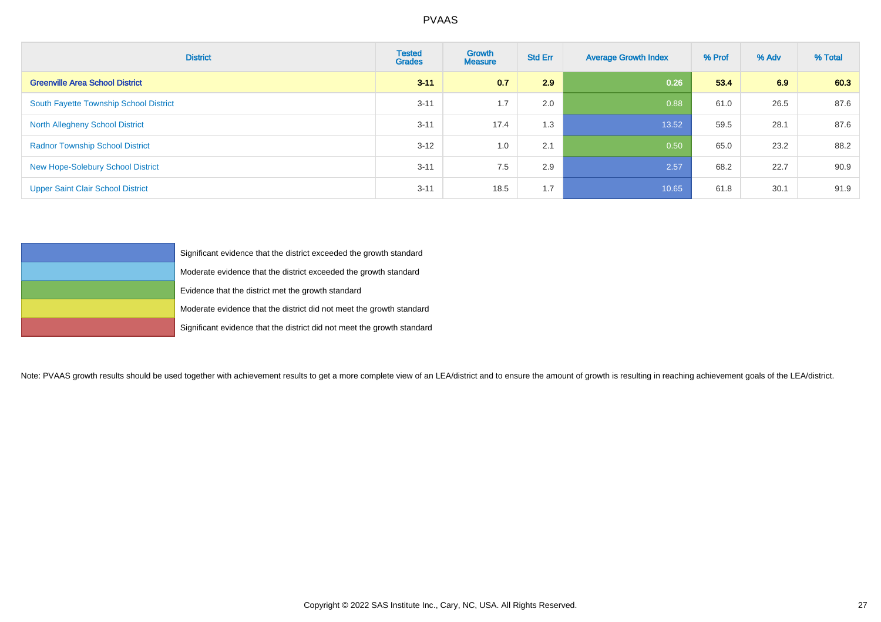# PVAAS

| District | Tested Grades | Growth Measure | Std Err | Average Growth Index | % Prof | % Adv | % Total |
|---|---|---|---|---|---|---|---|
| **Greenville Area School District** | **3-11** | **0.7** | **2.9** | **0.26** | **53.4** | **6.9** | **60.3** |
| South Fayette Township School District | 3-11 | 1.7 | 2.0 | 0.88 | 61.0 | 26.5 | 87.6 |
| North Allegheny School District | 3-11 | 17.4 | 1.3 | 13.52 | 59.5 | 28.1 | 87.6 |
| Radnor Township School District | 3-12 | 1.0 | 2.1 | 0.50 | 65.0 | 23.2 | 88.2 |
| New Hope-Solebury School District | 3-11 | 7.5 | 2.9 | 2.57 | 68.2 | 22.7 | 90.9 |
| Upper Saint Clair School District | 3-11 | 18.5 | 1.7 | 10.65 | 61.8 | 30.1 | 91.9 |

Significant evidence that the district exceeded the growth standard

Moderate evidence that the district exceeded the growth standard

Evidence that the district met the growth standard

Moderate evidence that the district did not meet the growth standard

Significant evidence that the district did not meet the growth standard

Note: PVAAS growth results should be used together with achievement results to get a more complete view of an LEA/district and to ensure the amount of growth is resulting in reaching achievement goals of the LEA/district.

Copyright © 2022 SAS Institute Inc., Cary, NC, USA. All Rights Reserved.